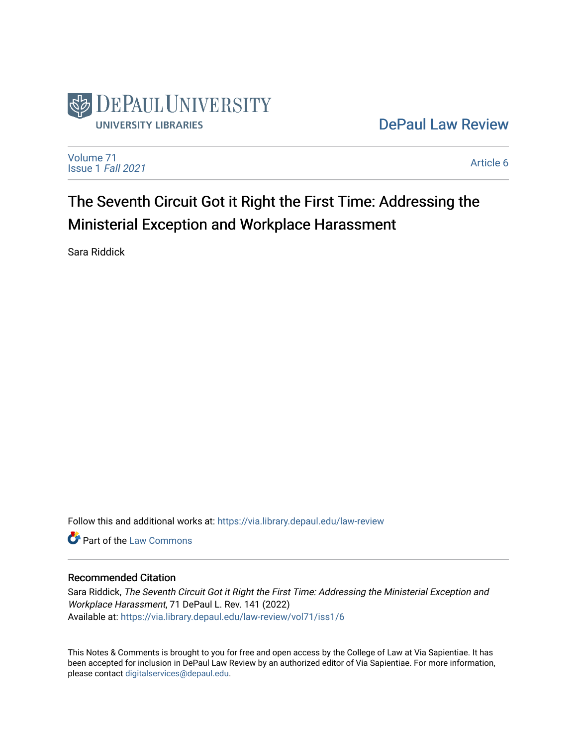DePaul University
UNIVERSITY LIBRARIES

DePaul Law Review

Volume 71
Issue 1 *Fall 2021*

Article 6

# The Seventh Circuit Got it Right the First Time: Addressing the Ministerial Exception and Workplace Harassment

Sara Riddick

Follow this and additional works at: https://via.library.depaul.edu/law-review

Part of the Law Commons

## Recommended Citation

Sara Riddick, *The Seventh Circuit Got it Right the First Time: Addressing the Ministerial Exception and Workplace Harassment*, 71 DePaul L. Rev. 141 (2022)
Available at: https://via.library.depaul.edu/law-review/vol71/iss1/6

This Notes & Comments is brought to you for free and open access by the College of Law at Via Sapientiae. It has been accepted for inclusion in DePaul Law Review by an authorized editor of Via Sapientiae. For more information, please contact digitalservices@depaul.edu.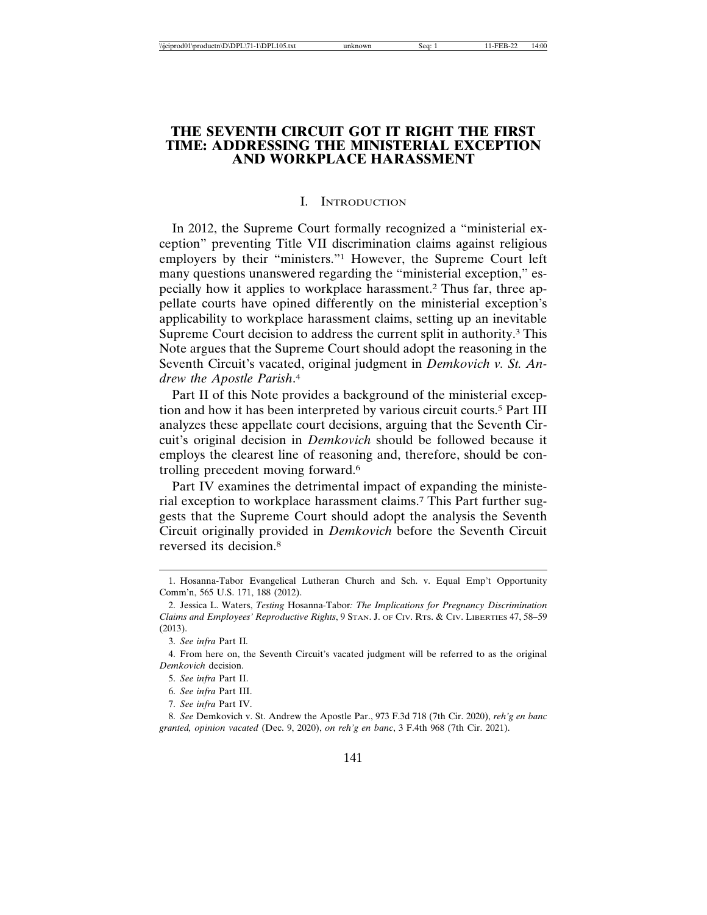# THE SEVENTH CIRCUIT GOT IT RIGHT THE FIRST TIME: ADDRESSING THE MINISTERIAL EXCEPTION AND WORKPLACE HARASSMENT

## I. Introduction

In 2012, the Supreme Court formally recognized a "ministerial exception" preventing Title VII discrimination claims against religious employers by their "ministers."[1] However, the Supreme Court left many questions unanswered regarding the "ministerial exception," especially how it applies to workplace harassment.[2] Thus far, three appellate courts have opined differently on the ministerial exception's applicability to workplace harassment claims, setting up an inevitable Supreme Court decision to address the current split in authority.[3] This Note argues that the Supreme Court should adopt the reasoning in the Seventh Circuit's vacated, original judgment in *Demkovich v. St. Andrew the Apostle Parish*.[4]

Part II of this Note provides a background of the ministerial exception and how it has been interpreted by various circuit courts.[5] Part III analyzes these appellate court decisions, arguing that the Seventh Circuit's original decision in *Demkovich* should be followed because it employs the clearest line of reasoning and, therefore, should be controlling precedent moving forward.[6]

Part IV examines the detrimental impact of expanding the ministerial exception to workplace harassment claims.[7] This Part further suggests that the Supreme Court should adopt the analysis the Seventh Circuit originally provided in *Demkovich* before the Seventh Circuit reversed its decision.[8]

---

1. Hosanna-Tabor Evangelical Lutheran Church and Sch. v. Equal Emp't Opportunity Comm'n, 565 U.S. 171, 188 (2012).

2. Jessica L. Waters, *Testing* Hosanna-Tabor*: The Implications for Pregnancy Discrimination Claims and Employees' Reproductive Rights*, 9 Stan. J. of Civ. Rts. & Civ. Liberties 47, 58–59 (2013).

3. *See infra* Part II.

4. From here on, the Seventh Circuit's vacated judgment will be referred to as the original *Demkovich* decision.

5. *See infra* Part II.

6. *See infra* Part III.

7. *See infra* Part IV.

8. *See* Demkovich v. St. Andrew the Apostle Par., 973 F.3d 718 (7th Cir. 2020), *reh'g en banc granted, opinion vacated* (Dec. 9, 2020), *on reh'g en banc*, 3 F.4th 968 (7th Cir. 2021).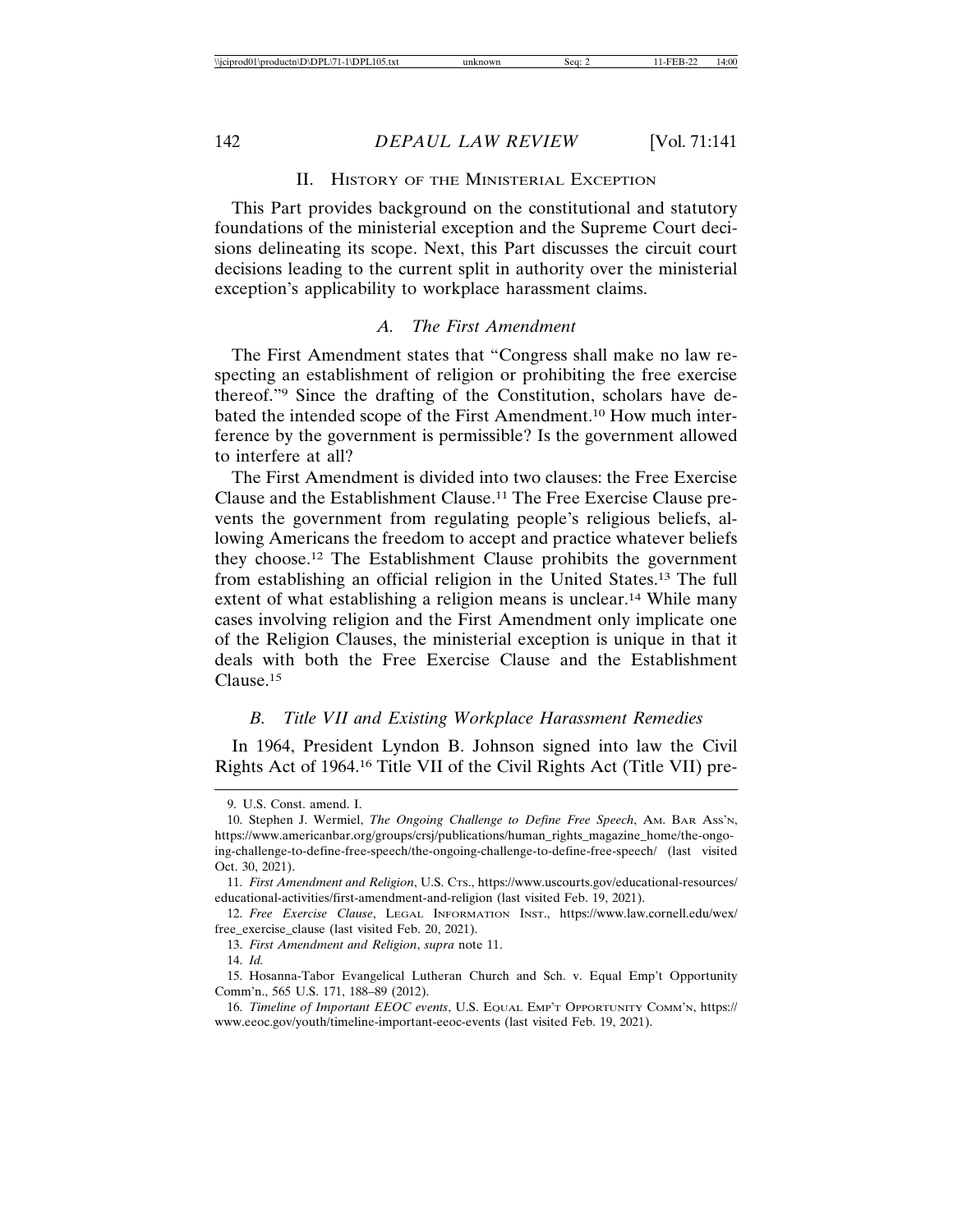## II. History of the Ministerial Exception

This Part provides background on the constitutional and statutory foundations of the ministerial exception and the Supreme Court decisions delineating its scope. Next, this Part discusses the circuit court decisions leading to the current split in authority over the ministerial exception's applicability to workplace harassment claims.

### *A. The First Amendment*

The First Amendment states that "Congress shall make no law respecting an establishment of religion or prohibiting the free exercise thereof."[9] Since the drafting of the Constitution, scholars have debated the intended scope of the First Amendment.[10] How much interference by the government is permissible? Is the government allowed to interfere at all?

The First Amendment is divided into two clauses: the Free Exercise Clause and the Establishment Clause.[11] The Free Exercise Clause prevents the government from regulating people's religious beliefs, allowing Americans the freedom to accept and practice whatever beliefs they choose.[12] The Establishment Clause prohibits the government from establishing an official religion in the United States.[13] The full extent of what establishing a religion means is unclear.[14] While many cases involving religion and the First Amendment only implicate one of the Religion Clauses, the ministerial exception is unique in that it deals with both the Free Exercise Clause and the Establishment Clause.[15]

### *B. Title VII and Existing Workplace Harassment Remedies*

In 1964, President Lyndon B. Johnson signed into law the Civil Rights Act of 1964.[16] Title VII of the Civil Rights Act (Title VII) pre-

---

9. U.S. Const. amend. I.

10. Stephen J. Wermiel, *The Ongoing Challenge to Define Free Speech*, Am. Bar Ass'n, https://www.americanbar.org/groups/crsj/publications/human_rights_magazine_home/the-ongoing-challenge-to-define-free-speech/the-ongoing-challenge-to-define-free-speech/ (last visited Oct. 30, 2021).

11. *First Amendment and Religion*, U.S. Cts., https://www.uscourts.gov/educational-resources/educational-activities/first-amendment-and-religion (last visited Feb. 19, 2021).

12. *Free Exercise Clause*, Legal Information Inst., https://www.law.cornell.edu/wex/free_exercise_clause (last visited Feb. 20, 2021).

13. *First Amendment and Religion*, *supra* note 11.

14. *Id.*

15. Hosanna-Tabor Evangelical Lutheran Church and Sch. v. Equal Emp't Opportunity Comm'n., 565 U.S. 171, 188–89 (2012).

16. *Timeline of Important EEOC events*, U.S. Equal Emp't Opportunity Comm'n, https://www.eeoc.gov/youth/timeline-important-eeoc-events (last visited Feb. 19, 2021).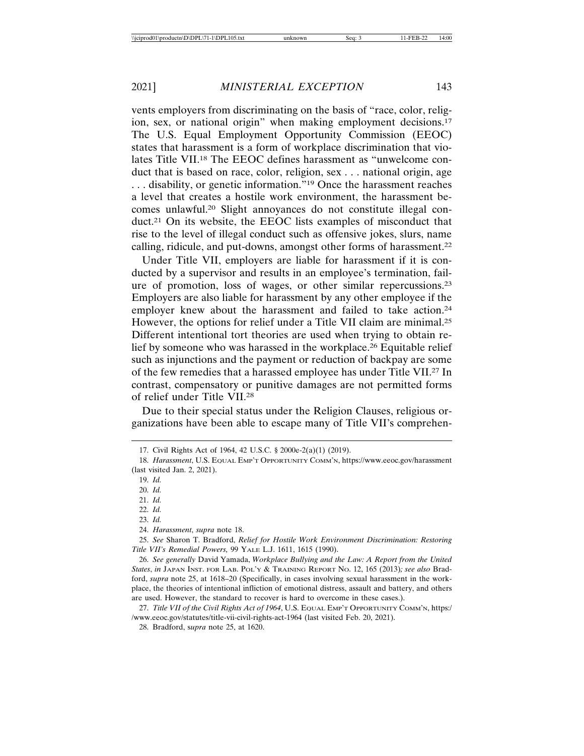vents employers from discriminating on the basis of "race, color, religion, sex, or national origin" when making employment decisions.[17] The U.S. Equal Employment Opportunity Commission (EEOC) states that harassment is a form of workplace discrimination that violates Title VII.[18] The EEOC defines harassment as "unwelcome conduct that is based on race, color, religion, sex . . . national origin, age . . . disability, or genetic information."[19] Once the harassment reaches a level that creates a hostile work environment, the harassment becomes unlawful.[20] Slight annoyances do not constitute illegal conduct.[21] On its website, the EEOC lists examples of misconduct that rise to the level of illegal conduct such as offensive jokes, slurs, name calling, ridicule, and put-downs, amongst other forms of harassment.[22]

Under Title VII, employers are liable for harassment if it is conducted by a supervisor and results in an employee's termination, failure of promotion, loss of wages, or other similar repercussions.[23] Employers are also liable for harassment by any other employee if the employer knew about the harassment and failed to take action.[24] However, the options for relief under a Title VII claim are minimal.[25] Different intentional tort theories are used when trying to obtain relief by someone who was harassed in the workplace.[26] Equitable relief such as injunctions and the payment or reduction of backpay are some of the few remedies that a harassed employee has under Title VII.[27] In contrast, compensatory or punitive damages are not permitted forms of relief under Title VII.[28]

Due to their special status under the Religion Clauses, religious organizations have been able to escape many of Title VII's comprehen-

---

17. Civil Rights Act of 1964, 42 U.S.C. § 2000e-2(a)(1) (2019).

18. *Harassment*, U.S. Equal Emp't Opportunity Comm'n, https://www.eeoc.gov/harassment (last visited Jan. 2, 2021).

19. *Id.*

20. *Id.*

21. *Id.*

22. *Id.*

23. *Id.*

24. *Harassment*, *supra* note 18.

25. *See* Sharon T. Bradford, *Relief for Hostile Work Environment Discrimination: Restoring Title VII's Remedial Powers,* 99 Yale L.J. 1611, 1615 (1990).

26. *See generally* David Yamada, *Workplace Bullying and the Law: A Report from the United States*, *in* Japan Inst. for Lab. Pol'y & Training Report No. 12, 165 (2013)*; see also* Bradford, *supra* note 25, at 1618–20 (Specifically, in cases involving sexual harassment in the workplace, the theories of intentional infliction of emotional distress, assault and battery, and others are used. However, the standard to recover is hard to overcome in these cases.).

27. *Title VII of the Civil Rights Act of 1964*, U.S. Equal Emp't Opportunity Comm'n, https://www.eeoc.gov/statutes/title-vii-civil-rights-act-1964 (last visited Feb. 20, 2021).

28. Bradford, s*upra* note 25, at 1620.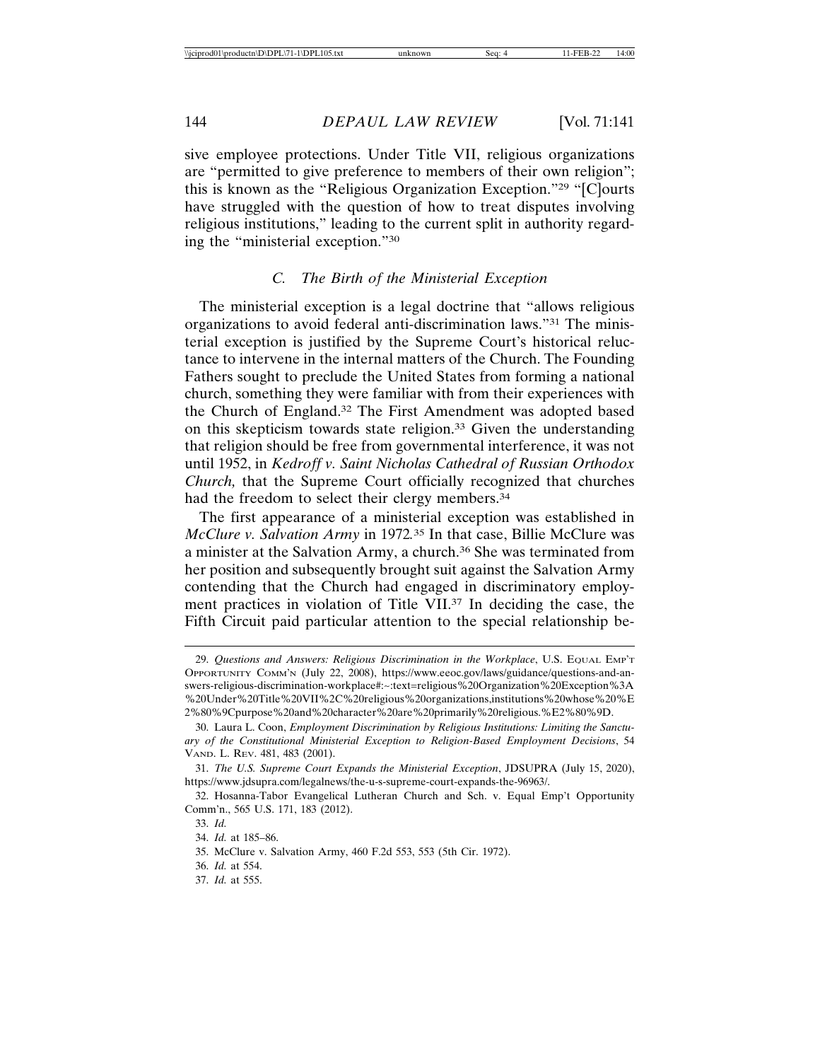sive employee protections. Under Title VII, religious organizations are "permitted to give preference to members of their own religion"; this is known as the "Religious Organization Exception."[29] "[C]ourts have struggled with the question of how to treat disputes involving religious institutions," leading to the current split in authority regarding the "ministerial exception."[30]

### C. *The Birth of the Ministerial Exception*

The ministerial exception is a legal doctrine that "allows religious organizations to avoid federal anti-discrimination laws."[31] The ministerial exception is justified by the Supreme Court's historical reluctance to intervene in the internal matters of the Church. The Founding Fathers sought to preclude the United States from forming a national church, something they were familiar with from their experiences with the Church of England.[32] The First Amendment was adopted based on this skepticism towards state religion.[33] Given the understanding that religion should be free from governmental interference, it was not until 1952, in *Kedroff v. Saint Nicholas Cathedral of Russian Orthodox Church,* that the Supreme Court officially recognized that churches had the freedom to select their clergy members.[34]

The first appearance of a ministerial exception was established in *McClure v. Salvation Army* in 1972.[35] In that case, Billie McClure was a minister at the Salvation Army, a church.[36] She was terminated from her position and subsequently brought suit against the Salvation Army contending that the Church had engaged in discriminatory employment practices in violation of Title VII.[37] In deciding the case, the Fifth Circuit paid particular attention to the special relationship be-

---

29. *Questions and Answers: Religious Discrimination in the Workplace*, U.S. EQUAL EMP'T OPPORTUNITY COMM'N (July 22, 2008), https://www.eeoc.gov/laws/guidance/questions-and-answers-religious-discrimination-workplace#:~:text=religious%20Organization%20Exception%3A%20Under%20Title%20VII%2C%20religious%20organizations,institutions%20whose%20%E2%80%9Cpurpose%20and%20character%20are%20primarily%20religious.%E2%80%9D.

30. Laura L. Coon, *Employment Discrimination by Religious Institutions: Limiting the Sanctuary of the Constitutional Ministerial Exception to Religion-Based Employment Decisions*, 54 VAND. L. REV. 481, 483 (2001).

31. *The U.S. Supreme Court Expands the Ministerial Exception*, JDSUPRA (July 15, 2020), https://www.jdsupra.com/legalnews/the-u-s-supreme-court-expands-the-96963/.

32. Hosanna-Tabor Evangelical Lutheran Church and Sch. v. Equal Emp't Opportunity Comm'n., 565 U.S. 171, 183 (2012).

33. *Id.*

34. *Id.* at 185–86.

35. McClure v. Salvation Army, 460 F.2d 553, 553 (5th Cir. 1972).

36. *Id.* at 554.

37. *Id.* at 555.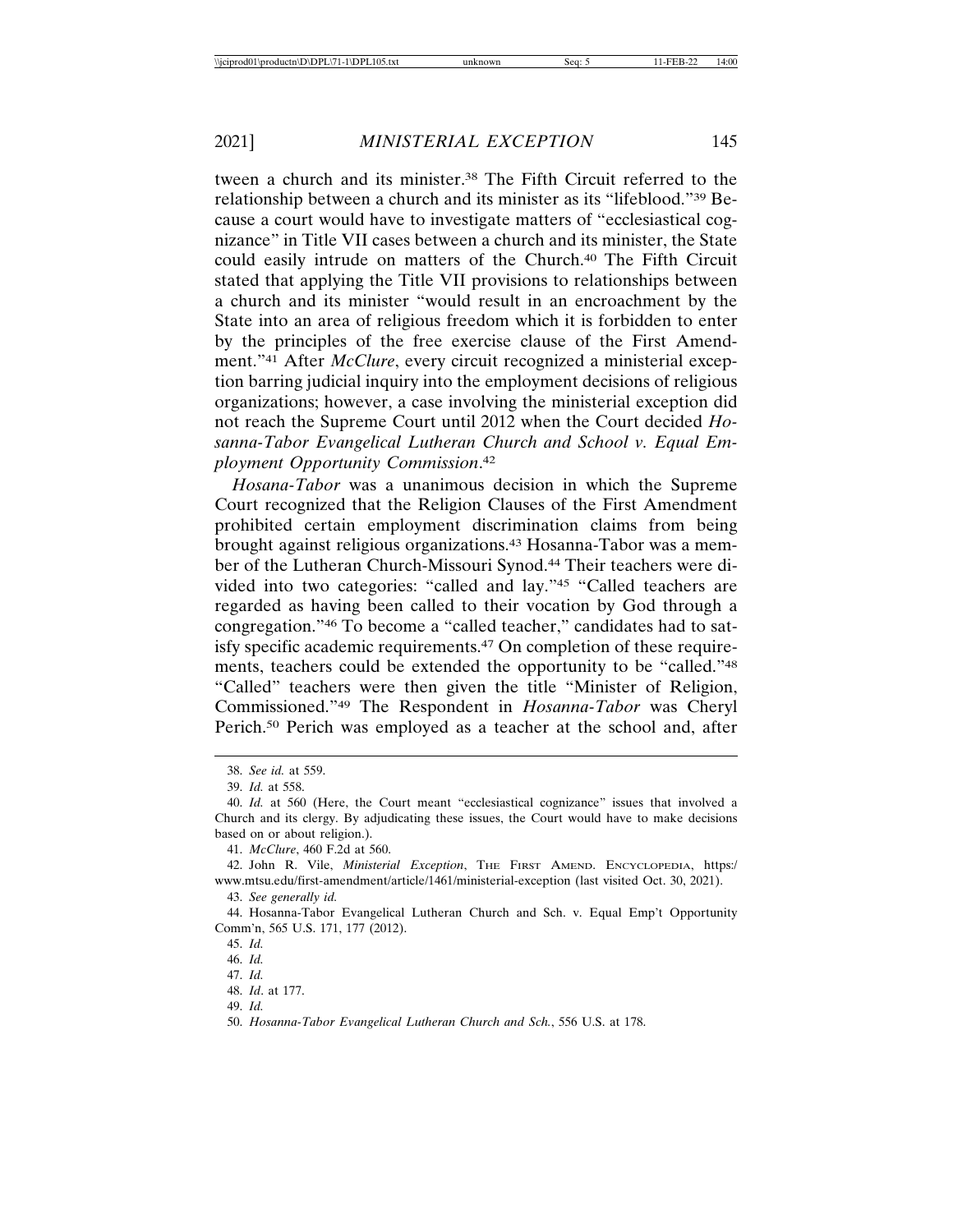tween a church and its minister.[38] The Fifth Circuit referred to the relationship between a church and its minister as its "lifeblood."[39] Because a court would have to investigate matters of "ecclesiastical cognizance" in Title VII cases between a church and its minister, the State could easily intrude on matters of the Church.[40] The Fifth Circuit stated that applying the Title VII provisions to relationships between a church and its minister "would result in an encroachment by the State into an area of religious freedom which it is forbidden to enter by the principles of the free exercise clause of the First Amendment."[41] After *McClure*, every circuit recognized a ministerial exception barring judicial inquiry into the employment decisions of religious organizations; however, a case involving the ministerial exception did not reach the Supreme Court until 2012 when the Court decided *Hosanna-Tabor Evangelical Lutheran Church and School v. Equal Employment Opportunity Commission*.[42]

*Hosana-Tabor* was a unanimous decision in which the Supreme Court recognized that the Religion Clauses of the First Amendment prohibited certain employment discrimination claims from being brought against religious organizations.[43] Hosanna-Tabor was a member of the Lutheran Church-Missouri Synod.[44] Their teachers were divided into two categories: "called and lay."[45] "Called teachers are regarded as having been called to their vocation by God through a congregation."[46] To become a "called teacher," candidates had to satisfy specific academic requirements.[47] On completion of these requirements, teachers could be extended the opportunity to be "called."[48] "Called" teachers were then given the title "Minister of Religion, Commissioned."[49] The Respondent in *Hosanna-Tabor* was Cheryl Perich.[50] Perich was employed as a teacher at the school and, after

38. *See id.* at 559.

39. *Id.* at 558.

40. *Id.* at 560 (Here, the Court meant "ecclesiastical cognizance" issues that involved a Church and its clergy. By adjudicating these issues, the Court would have to make decisions based on or about religion.).

41. *McClure*, 460 F.2d at 560.

42. John R. Vile, *Ministerial Exception*, THE FIRST AMEND. ENCYCLOPEDIA, https:/ www.mtsu.edu/first-amendment/article/1461/ministerial-exception (last visited Oct. 30, 2021).

43. *See generally id.*

44. Hosanna-Tabor Evangelical Lutheran Church and Sch. v. Equal Emp't Opportunity Comm'n, 565 U.S. 171, 177 (2012).

45. *Id.*

46. *Id.*

47. *Id.*

48. *Id*. at 177.

49. *Id.*

50. *Hosanna-Tabor Evangelical Lutheran Church and Sch.*, 556 U.S. at 178.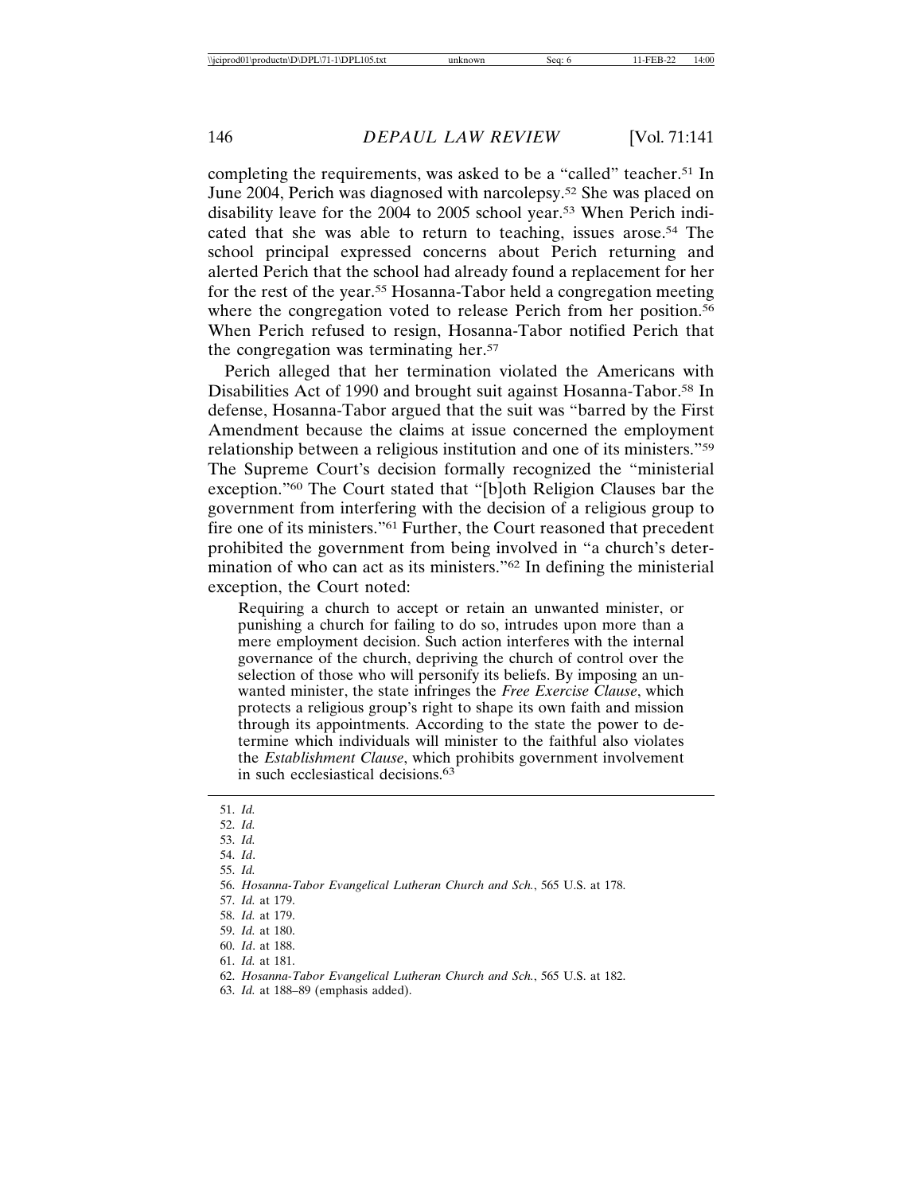completing the requirements, was asked to be a "called" teacher.[51] In June 2004, Perich was diagnosed with narcolepsy.[52] She was placed on disability leave for the 2004 to 2005 school year.[53] When Perich indicated that she was able to return to teaching, issues arose.[54] The school principal expressed concerns about Perich returning and alerted Perich that the school had already found a replacement for her for the rest of the year.[55] Hosanna-Tabor held a congregation meeting where the congregation voted to release Perich from her position.[56] When Perich refused to resign, Hosanna-Tabor notified Perich that the congregation was terminating her.[57]

Perich alleged that her termination violated the Americans with Disabilities Act of 1990 and brought suit against Hosanna-Tabor.[58] In defense, Hosanna-Tabor argued that the suit was "barred by the First Amendment because the claims at issue concerned the employment relationship between a religious institution and one of its ministers."[59] The Supreme Court's decision formally recognized the "ministerial exception."[60] The Court stated that "[b]oth Religion Clauses bar the government from interfering with the decision of a religious group to fire one of its ministers."[61] Further, the Court reasoned that precedent prohibited the government from being involved in "a church's determination of who can act as its ministers."[62] In defining the ministerial exception, the Court noted:

> Requiring a church to accept or retain an unwanted minister, or punishing a church for failing to do so, intrudes upon more than a mere employment decision. Such action interferes with the internal governance of the church, depriving the church of control over the selection of those who will personify its beliefs. By imposing an unwanted minister, the state infringes the *Free Exercise Clause*, which protects a religious group's right to shape its own faith and mission through its appointments. According to the state the power to determine which individuals will minister to the faithful also violates the *Establishment Clause*, which prohibits government involvement in such ecclesiastical decisions.[63]

---

51. *Id.*
52. *Id.*
53. *Id.*
54. *Id*.
55. *Id.*
56. *Hosanna-Tabor Evangelical Lutheran Church and Sch.*, 565 U.S. at 178.
57. *Id.* at 179.
58. *Id.* at 179.
59. *Id.* at 180.
60. *Id*. at 188.
61. *Id.* at 181.
62. *Hosanna-Tabor Evangelical Lutheran Church and Sch.*, 565 U.S. at 182.
63. *Id.* at 188–89 (emphasis added).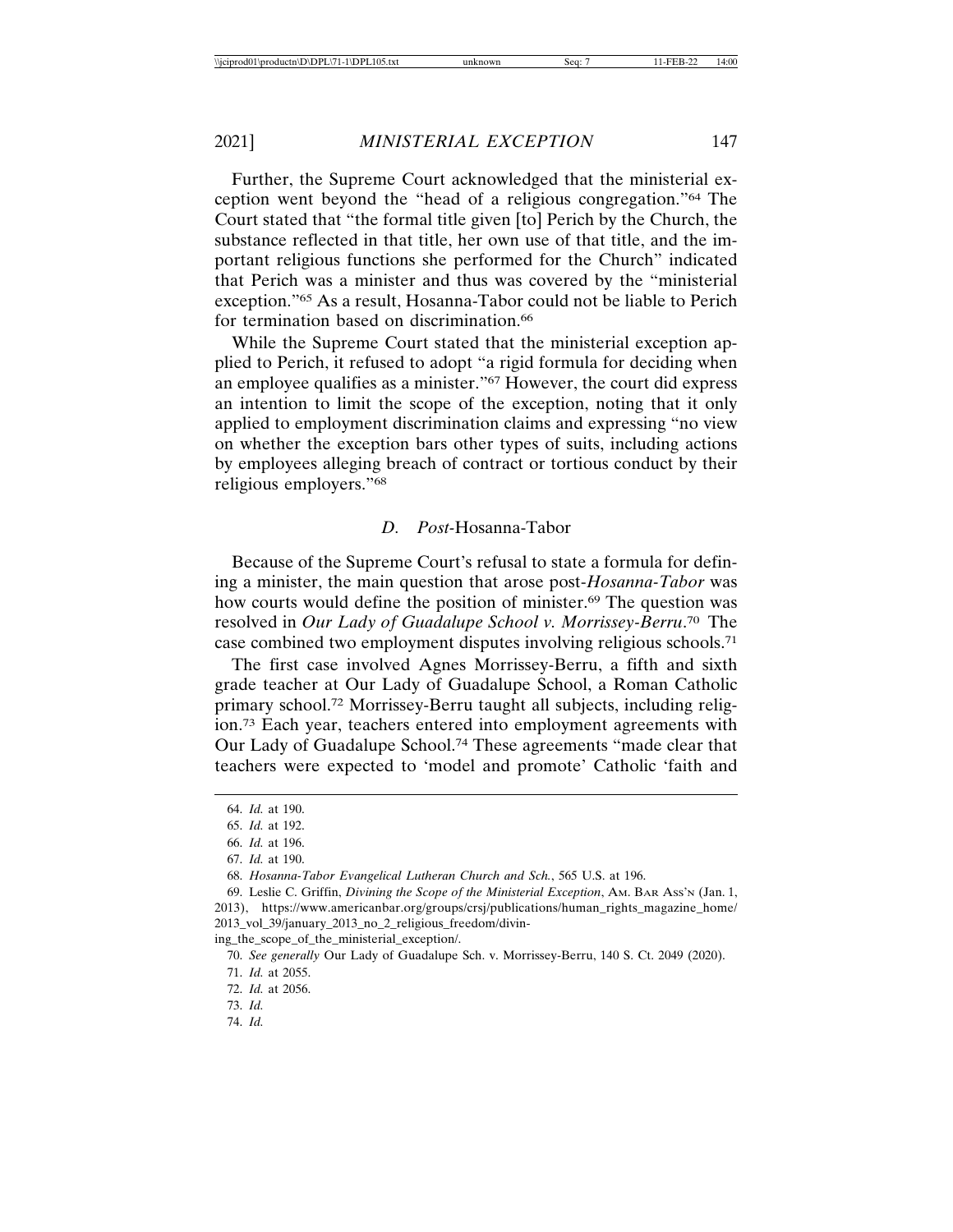Further, the Supreme Court acknowledged that the ministerial exception went beyond the "head of a religious congregation."[64] The Court stated that "the formal title given [to] Perich by the Church, the substance reflected in that title, her own use of that title, and the important religious functions she performed for the Church" indicated that Perich was a minister and thus was covered by the "ministerial exception."[65] As a result, Hosanna-Tabor could not be liable to Perich for termination based on discrimination.[66]

While the Supreme Court stated that the ministerial exception applied to Perich, it refused to adopt "a rigid formula for deciding when an employee qualifies as a minister."[67] However, the court did express an intention to limit the scope of the exception, noting that it only applied to employment discrimination claims and expressing "no view on whether the exception bars other types of suits, including actions by employees alleging breach of contract or tortious conduct by their religious employers."[68]

### D. *Post*-Hosanna-Tabor

Because of the Supreme Court's refusal to state a formula for defining a minister, the main question that arose post-*Hosanna-Tabor* was how courts would define the position of minister.[69] The question was resolved in *Our Lady of Guadalupe School v. Morrissey-Berru*.[70] The case combined two employment disputes involving religious schools.[71]

The first case involved Agnes Morrissey-Berru, a fifth and sixth grade teacher at Our Lady of Guadalupe School, a Roman Catholic primary school.[72] Morrissey-Berru taught all subjects, including religion.[73] Each year, teachers entered into employment agreements with Our Lady of Guadalupe School.[74] These agreements "made clear that teachers were expected to 'model and promote' Catholic 'faith and

---

64. *Id.* at 190.
65. *Id.* at 192.
66. *Id.* at 196.
67. *Id.* at 190.
68. *Hosanna-Tabor Evangelical Lutheran Church and Sch.*, 565 U.S. at 196.
69. Leslie C. Griffin, *Divining the Scope of the Ministerial Exception*, AM. BAR ASS'N (Jan. 1, 2013), https://www.americanbar.org/groups/crsj/publications/human_rights_magazine_home/2013_vol_39/january_2013_no_2_religious_freedom/divining_the_scope_of_the_ministerial_exception/.
70. *See generally* Our Lady of Guadalupe Sch. v. Morrissey-Berru, 140 S. Ct. 2049 (2020).
71. *Id.* at 2055.
72. *Id.* at 2056.
73. *Id.*
74. *Id.*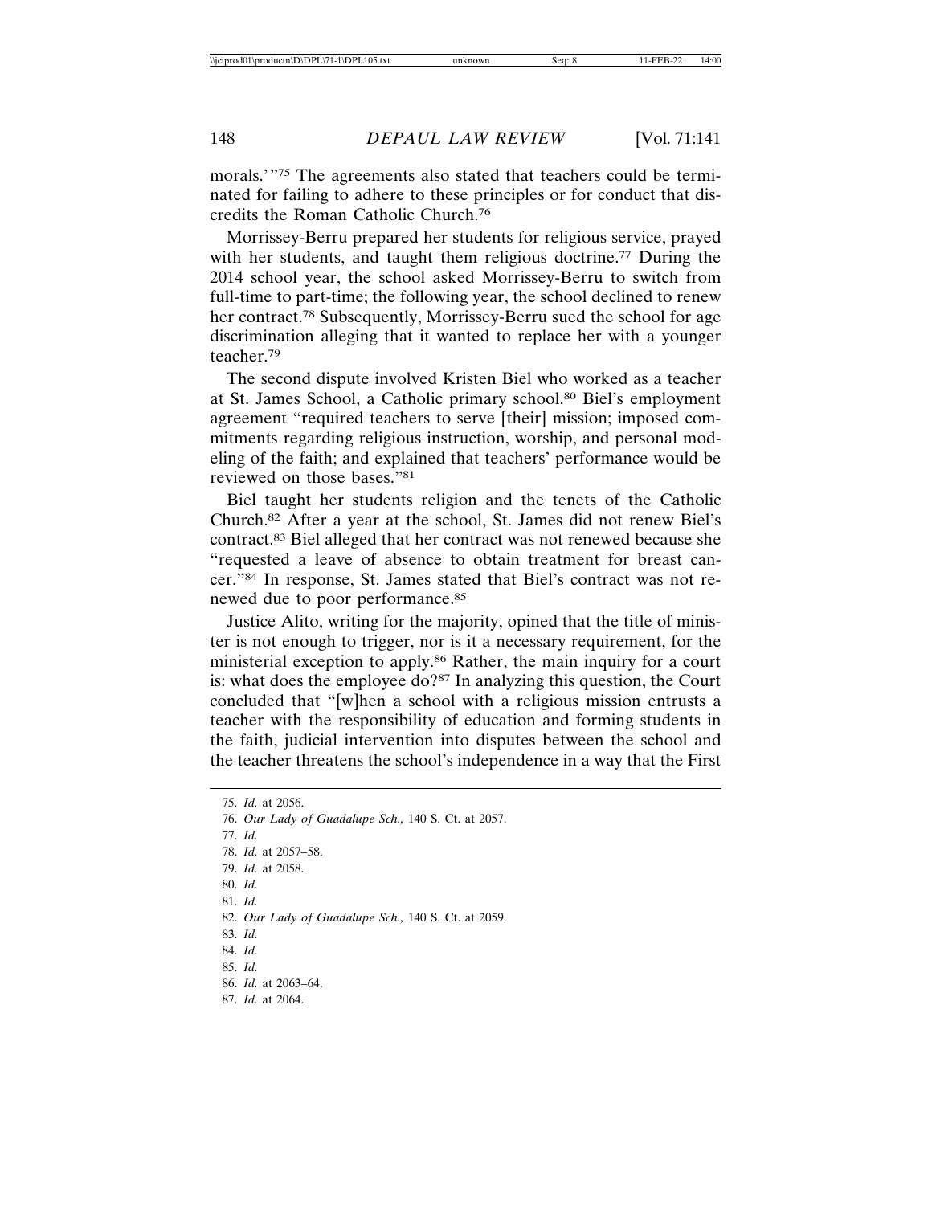morals.'"[75] The agreements also stated that teachers could be terminated for failing to adhere to these principles or for conduct that discredits the Roman Catholic Church.[76]

Morrissey-Berru prepared her students for religious service, prayed with her students, and taught them religious doctrine.[77] During the 2014 school year, the school asked Morrissey-Berru to switch from full-time to part-time; the following year, the school declined to renew her contract.[78] Subsequently, Morrissey-Berru sued the school for age discrimination alleging that it wanted to replace her with a younger teacher.[79]

The second dispute involved Kristen Biel who worked as a teacher at St. James School, a Catholic primary school.[80] Biel's employment agreement "required teachers to serve [their] mission; imposed commitments regarding religious instruction, worship, and personal modeling of the faith; and explained that teachers' performance would be reviewed on those bases."[81]

Biel taught her students religion and the tenets of the Catholic Church.[82] After a year at the school, St. James did not renew Biel's contract.[83] Biel alleged that her contract was not renewed because she "requested a leave of absence to obtain treatment for breast cancer."[84] In response, St. James stated that Biel's contract was not renewed due to poor performance.[85]

Justice Alito, writing for the majority, opined that the title of minister is not enough to trigger, nor is it a necessary requirement, for the ministerial exception to apply.[86] Rather, the main inquiry for a court is: what does the employee do?[87] In analyzing this question, the Court concluded that "[w]hen a school with a religious mission entrusts a teacher with the responsibility of education and forming students in the faith, judicial intervention into disputes between the school and the teacher threatens the school's independence in a way that the First

75. *Id.* at 2056.
76. *Our Lady of Guadalupe Sch.,* 140 S. Ct. at 2057.
77. *Id.*
78. *Id.* at 2057–58.
79. *Id.* at 2058.
80. *Id.*
81. *Id.*
82. *Our Lady of Guadalupe Sch.,* 140 S. Ct. at 2059.
83. *Id.*
84. *Id.*
85. *Id.*
86. *Id.* at 2063–64.
87. *Id.* at 2064.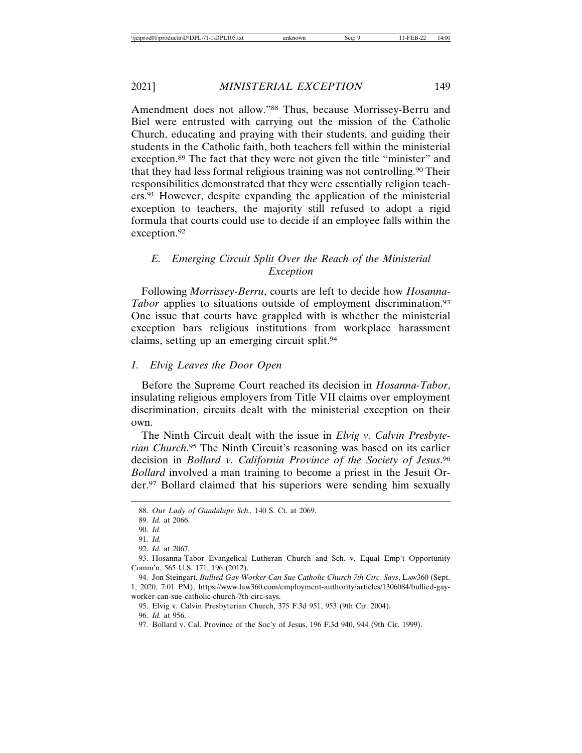Amendment does not allow."[88] Thus, because Morrissey-Berru and Biel were entrusted with carrying out the mission of the Catholic Church, educating and praying with their students, and guiding their students in the Catholic faith, both teachers fell within the ministerial exception.[89] The fact that they were not given the title "minister" and that they had less formal religious training was not controlling.[90] Their responsibilities demonstrated that they were essentially religion teachers.[91] However, despite expanding the application of the ministerial exception to teachers, the majority still refused to adopt a rigid formula that courts could use to decide if an employee falls within the exception.[92]

### E. *Emerging Circuit Split Over the Reach of the Ministerial Exception*

Following *Morrissey-Berru*, courts are left to decide how *Hosanna-Tabor* applies to situations outside of employment discrimination.[93] One issue that courts have grappled with is whether the ministerial exception bars religious institutions from workplace harassment claims, setting up an emerging circuit split.[94]

#### 1. *Elvig Leaves the Door Open*

Before the Supreme Court reached its decision in *Hosanna-Tabor*, insulating religious employers from Title VII claims over employment discrimination, circuits dealt with the ministerial exception on their own.

The Ninth Circuit dealt with the issue in *Elvig v. Calvin Presbyterian Church*.[95] The Ninth Circuit's reasoning was based on its earlier decision in *Bollard v. California Province of the Society of Jesus*.[96] *Bollard* involved a man training to become a priest in the Jesuit Order.[97] Bollard claimed that his superiors were sending him sexually

---

88. *Our Lady of Guadalupe Sch.,* 140 S. Ct. at 2069.

89. *Id.* at 2066.

90. *Id.*

91. *Id.*

92. *Id.* at 2067.

93. Hosanna-Tabor Evangelical Lutheran Church and Sch. v. Equal Emp't Opportunity Comm'n, 565 U.S. 171, 196 (2012).

94. Jon Steingart, *Bullied Gay Worker Can Sue Catholic Church 7th Circ. Says*, LAW360 (Sept. 1, 2020, 7:01 PM), https://www.law360.com/employment-authority/articles/1306084/bullied-gay-worker-can-sue-catholic-church-7th-circ-says.

95. Elvig v. Calvin Presbyterian Church, 375 F.3d 951, 953 (9th Cir. 2004).

96. *Id.* at 956.

97. Bollard v. Cal. Province of the Soc'y of Jesus, 196 F.3d 940, 944 (9th Cir. 1999).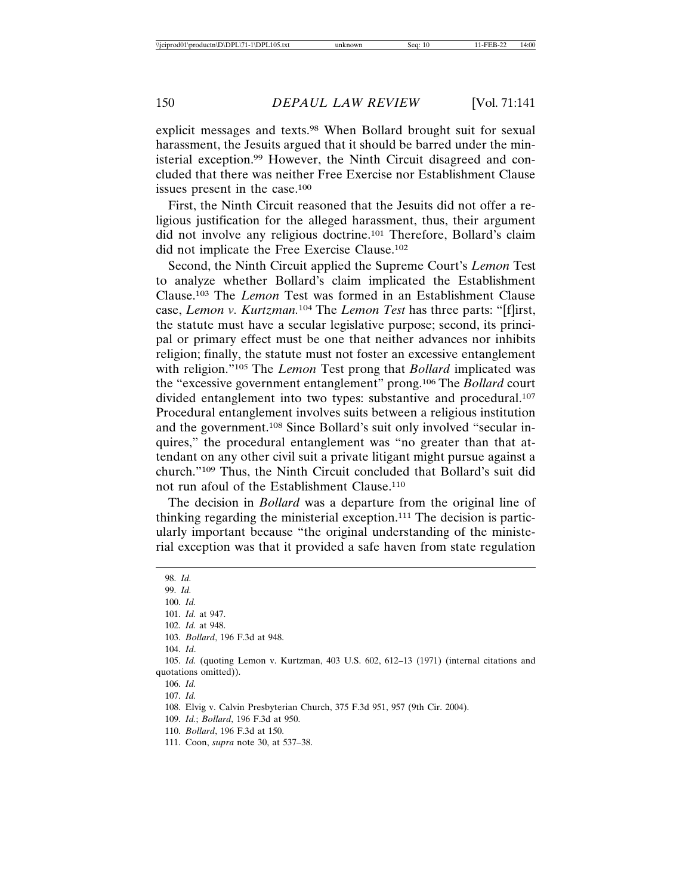explicit messages and texts.[98] When Bollard brought suit for sexual harassment, the Jesuits argued that it should be barred under the ministerial exception.[99] However, the Ninth Circuit disagreed and concluded that there was neither Free Exercise nor Establishment Clause issues present in the case.[100]

First, the Ninth Circuit reasoned that the Jesuits did not offer a religious justification for the alleged harassment, thus, their argument did not involve any religious doctrine.[101] Therefore, Bollard's claim did not implicate the Free Exercise Clause.[102]

Second, the Ninth Circuit applied the Supreme Court's *Lemon* Test to analyze whether Bollard's claim implicated the Establishment Clause.[103] The *Lemon* Test was formed in an Establishment Clause case, *Lemon v. Kurtzman.*[104] The *Lemon Test* has three parts: "[f]irst, the statute must have a secular legislative purpose; second, its principal or primary effect must be one that neither advances nor inhibits religion; finally, the statute must not foster an excessive entanglement with religion."[105] The *Lemon* Test prong that *Bollard* implicated was the "excessive government entanglement" prong.[106] The *Bollard* court divided entanglement into two types: substantive and procedural.[107] Procedural entanglement involves suits between a religious institution and the government.[108] Since Bollard's suit only involved "secular inquires," the procedural entanglement was "no greater than that attendant on any other civil suit a private litigant might pursue against a church."[109] Thus, the Ninth Circuit concluded that Bollard's suit did not run afoul of the Establishment Clause.[110]

The decision in *Bollard* was a departure from the original line of thinking regarding the ministerial exception.[111] The decision is particularly important because "the original understanding of the ministerial exception was that it provided a safe haven from state regulation

---

98. *Id.*
99. *Id.*
100. *Id.*
101. *Id.* at 947.
102. *Id.* at 948.
103. *Bollard*, 196 F.3d at 948.
104. *Id*.
105. *Id.* (quoting Lemon v. Kurtzman, 403 U.S. 602, 612–13 (1971) (internal citations and quotations omitted)).
106. *Id.*
107. *Id.*
108. Elvig v. Calvin Presbyterian Church, 375 F.3d 951, 957 (9th Cir. 2004).
109. *Id.*; *Bollard*, 196 F.3d at 950.
110. *Bollard*, 196 F.3d at 150.
111. Coon, *supra* note 30, at 537–38.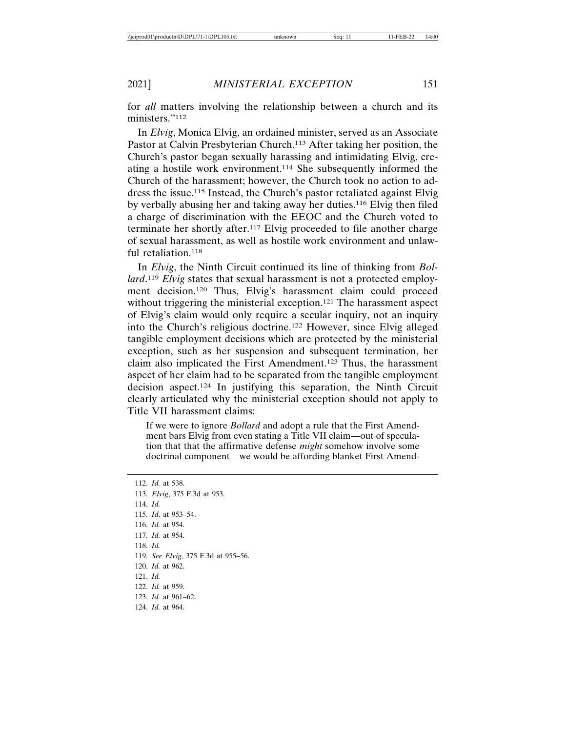for *all* matters involving the relationship between a church and its ministers."[112]

In *Elvig*, Monica Elvig, an ordained minister, served as an Associate Pastor at Calvin Presbyterian Church.[113] After taking her position, the Church's pastor began sexually harassing and intimidating Elvig, creating a hostile work environment.[114] She subsequently informed the Church of the harassment; however, the Church took no action to address the issue.[115] Instead, the Church's pastor retaliated against Elvig by verbally abusing her and taking away her duties.[116] Elvig then filed a charge of discrimination with the EEOC and the Church voted to terminate her shortly after.[117] Elvig proceeded to file another charge of sexual harassment, as well as hostile work environment and unlawful retaliation.[118]

In *Elvig*, the Ninth Circuit continued its line of thinking from *Bollard*.[119] *Elvig* states that sexual harassment is not a protected employment decision.[120] Thus, Elvig's harassment claim could proceed without triggering the ministerial exception.[121] The harassment aspect of Elvig's claim would only require a secular inquiry, not an inquiry into the Church's religious doctrine.[122] However, since Elvig alleged tangible employment decisions which are protected by the ministerial exception, such as her suspension and subsequent termination, her claim also implicated the First Amendment.[123] Thus, the harassment aspect of her claim had to be separated from the tangible employment decision aspect.[124] In justifying this separation, the Ninth Circuit clearly articulated why the ministerial exception should not apply to Title VII harassment claims:

> If we were to ignore *Bollard* and adopt a rule that the First Amendment bars Elvig from even stating a Title VII claim—out of speculation that that the affirmative defense *might* somehow involve some doctrinal component—we would be affording blanket First Amend-

112. *Id.* at 538.
113. *Elvig*, 375 F.3d at 953.
114. *Id.*
115. *Id*. at 953–54.
116. *Id.* at 954.
117. *Id.* at 954.
118. *Id.*
119. *See Elvig*, 375 F.3d at 955–56.
120. *Id.* at 962.
121. *Id.*
122. *Id.* at 959.
123. *Id.* at 961–62.
124. *Id.* at 964.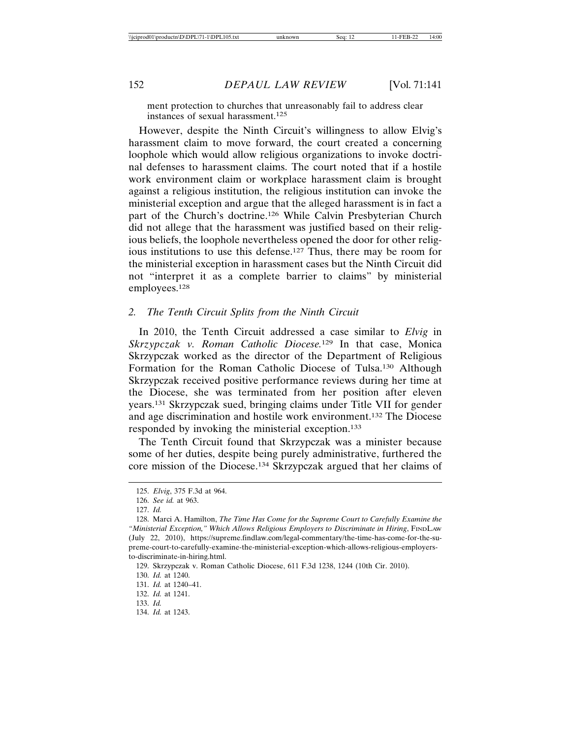ment protection to churches that unreasonably fail to address clear instances of sexual harassment.[125]

However, despite the Ninth Circuit's willingness to allow Elvig's harassment claim to move forward, the court created a concerning loophole which would allow religious organizations to invoke doctrinal defenses to harassment claims. The court noted that if a hostile work environment claim or workplace harassment claim is brought against a religious institution, the religious institution can invoke the ministerial exception and argue that the alleged harassment is in fact a part of the Church's doctrine.[126] While Calvin Presbyterian Church did not allege that the harassment was justified based on their religious beliefs, the loophole nevertheless opened the door for other religious institutions to use this defense.[127] Thus, there may be room for the ministerial exception in harassment cases but the Ninth Circuit did not "interpret it as a complete barrier to claims" by ministerial employees.[128]

### 2. *The Tenth Circuit Splits from the Ninth Circuit*

In 2010, the Tenth Circuit addressed a case similar to *Elvig* in *Skrzypczak v. Roman Catholic Diocese.*[129] In that case, Monica Skrzypczak worked as the director of the Department of Religious Formation for the Roman Catholic Diocese of Tulsa.[130] Although Skrzypczak received positive performance reviews during her time at the Diocese, she was terminated from her position after eleven years.[131] Skrzypczak sued, bringing claims under Title VII for gender and age discrimination and hostile work environment.[132] The Diocese responded by invoking the ministerial exception.[133]

The Tenth Circuit found that Skrzypczak was a minister because some of her duties, despite being purely administrative, furthered the core mission of the Diocese.[134] Skrzypczak argued that her claims of

---

125. *Elvig*, 375 F.3d at 964.

126. *See id.* at 963.

127. *Id.*

128. Marci A. Hamilton, *The Time Has Come for the Supreme Court to Carefully Examine the "Ministerial Exception," Which Allows Religious Employers to Discriminate in Hiring*, FindLaw (July 22, 2010), https://supreme.findlaw.com/legal-commentary/the-time-has-come-for-the-supreme-court-to-carefully-examine-the-ministerial-exception-which-allows-religious-employers-to-discriminate-in-hiring.html.

129. Skrzypczak v. Roman Catholic Diocese, 611 F.3d 1238, 1244 (10th Cir. 2010).

130. *Id.* at 1240.

131. *Id.* at 1240–41.

132. *Id.* at 1241.

133. *Id.*

134. *Id.* at 1243.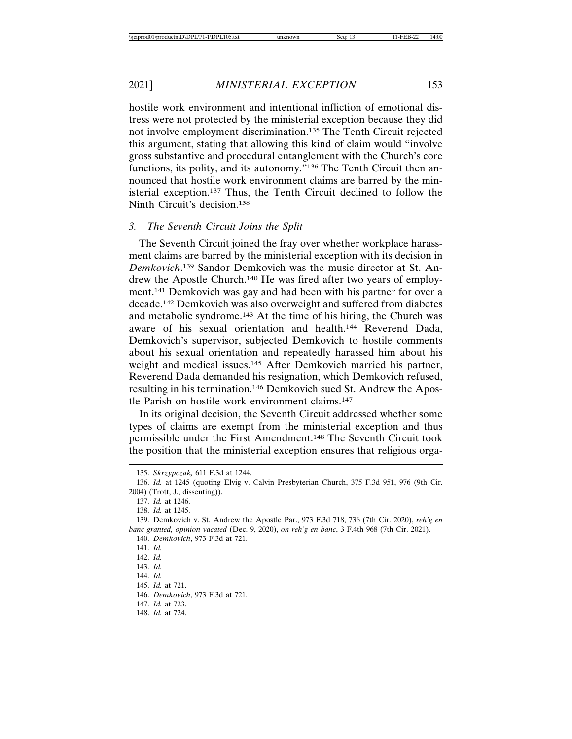hostile work environment and intentional infliction of emotional distress were not protected by the ministerial exception because they did not involve employment discrimination.[135] The Tenth Circuit rejected this argument, stating that allowing this kind of claim would "involve gross substantive and procedural entanglement with the Church's core functions, its polity, and its autonomy."[136] The Tenth Circuit then announced that hostile work environment claims are barred by the ministerial exception.[137] Thus, the Tenth Circuit declined to follow the Ninth Circuit's decision.[138]

### *3. The Seventh Circuit Joins the Split*

The Seventh Circuit joined the fray over whether workplace harassment claims are barred by the ministerial exception with its decision in *Demkovich*.[139] Sandor Demkovich was the music director at St. Andrew the Apostle Church.[140] He was fired after two years of employment.[141] Demkovich was gay and had been with his partner for over a decade.[142] Demkovich was also overweight and suffered from diabetes and metabolic syndrome.[143] At the time of his hiring, the Church was aware of his sexual orientation and health.[144] Reverend Dada, Demkovich's supervisor, subjected Demkovich to hostile comments about his sexual orientation and repeatedly harassed him about his weight and medical issues.[145] After Demkovich married his partner, Reverend Dada demanded his resignation, which Demkovich refused, resulting in his termination.[146] Demkovich sued St. Andrew the Apostle Parish on hostile work environment claims.[147]

In its original decision, the Seventh Circuit addressed whether some types of claims are exempt from the ministerial exception and thus permissible under the First Amendment.[148] The Seventh Circuit took the position that the ministerial exception ensures that religious orga-

---

135. *Skrzypczak,* 611 F.3d at 1244.

136. *Id.* at 1245 (quoting Elvig v. Calvin Presbyterian Church, 375 F.3d 951, 976 (9th Cir. 2004) (Trott, J., dissenting)).

137. *Id.* at 1246.

138. *Id.* at 1245.

139. Demkovich v. St. Andrew the Apostle Par., 973 F.3d 718, 736 (7th Cir. 2020), *reh'g en banc granted, opinion vacated* (Dec. 9, 2020), *on reh'g en banc*, 3 F.4th 968 (7th Cir. 2021).

140. *Demkovich*, 973 F.3d at 721.

141. *Id.*

142. *Id.*

143. *Id.*

144. *Id.*

145. *Id.* at 721.

146. *Demkovich*, 973 F.3d at 721.

147. *Id.* at 723.

148. *Id.* at 724.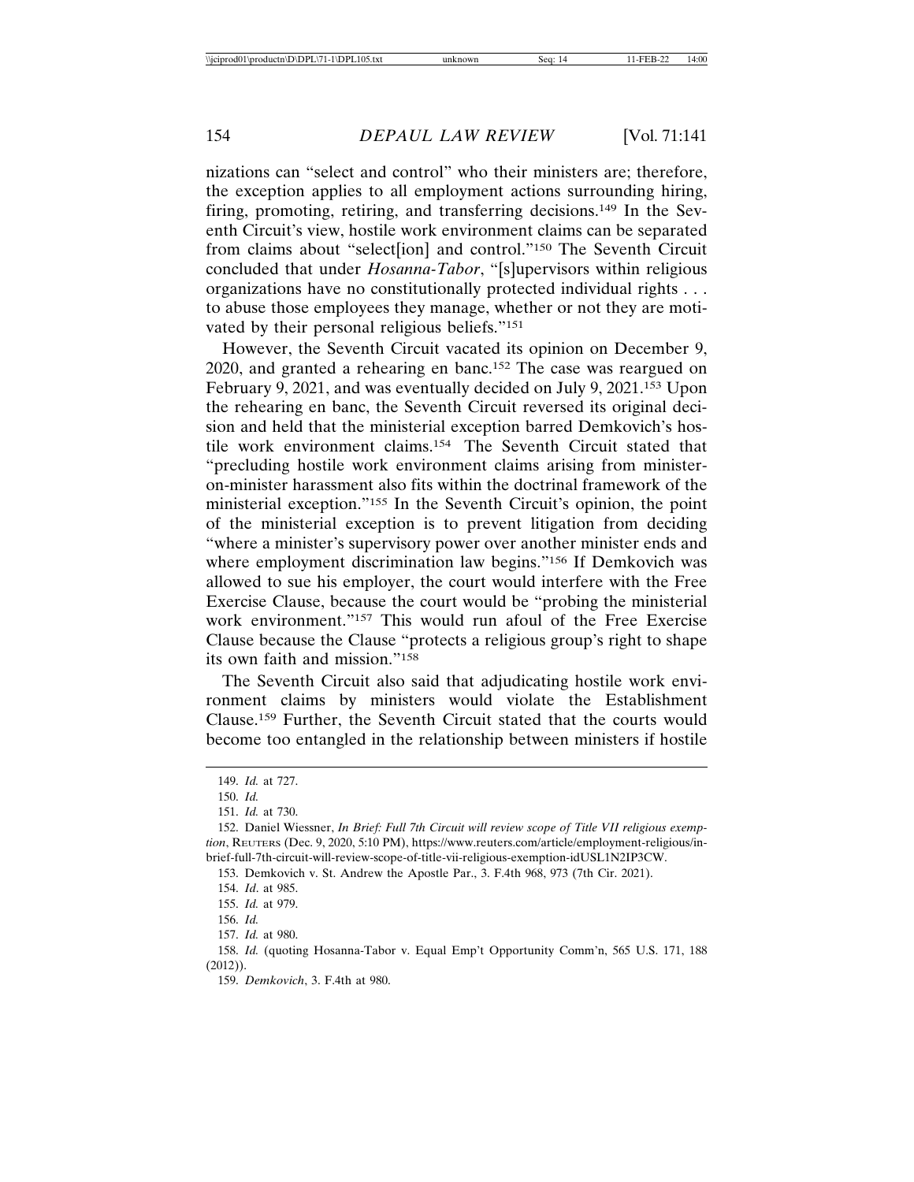nizations can "select and control" who their ministers are; therefore, the exception applies to all employment actions surrounding hiring, firing, promoting, retiring, and transferring decisions.[149] In the Seventh Circuit's view, hostile work environment claims can be separated from claims about "select[ion] and control."[150] The Seventh Circuit concluded that under *Hosanna-Tabor*, "[s]upervisors within religious organizations have no constitutionally protected individual rights . . . to abuse those employees they manage, whether or not they are motivated by their personal religious beliefs."[151]

However, the Seventh Circuit vacated its opinion on December 9, 2020, and granted a rehearing en banc.[152] The case was reargued on February 9, 2021, and was eventually decided on July 9, 2021.[153] Upon the rehearing en banc, the Seventh Circuit reversed its original decision and held that the ministerial exception barred Demkovich's hostile work environment claims.[154] The Seventh Circuit stated that "precluding hostile work environment claims arising from minister-on-minister harassment also fits within the doctrinal framework of the ministerial exception."[155] In the Seventh Circuit's opinion, the point of the ministerial exception is to prevent litigation from deciding "where a minister's supervisory power over another minister ends and where employment discrimination law begins."[156] If Demkovich was allowed to sue his employer, the court would interfere with the Free Exercise Clause, because the court would be "probing the ministerial work environment."[157] This would run afoul of the Free Exercise Clause because the Clause "protects a religious group's right to shape its own faith and mission."[158]

The Seventh Circuit also said that adjudicating hostile work environment claims by ministers would violate the Establishment Clause.[159] Further, the Seventh Circuit stated that the courts would become too entangled in the relationship between ministers if hostile

---

149. *Id.* at 727.

150. *Id.*

151. *Id.* at 730.

152. Daniel Wiessner, *In Brief: Full 7th Circuit will review scope of Title VII religious exemption*, Reuters (Dec. 9, 2020, 5:10 PM), https://www.reuters.com/article/employment-religious/in-brief-full-7th-circuit-will-review-scope-of-title-vii-religious-exemption-idUSL1N2IP3CW.

153. Demkovich v. St. Andrew the Apostle Par., 3. F.4th 968, 973 (7th Cir. 2021).

154. *Id*. at 985.

155. *Id.* at 979.

156. *Id.*

157. *Id.* at 980.

158. *Id.* (quoting Hosanna-Tabor v. Equal Emp't Opportunity Comm'n, 565 U.S. 171, 188 (2012)).

159. *Demkovich*, 3. F.4th at 980.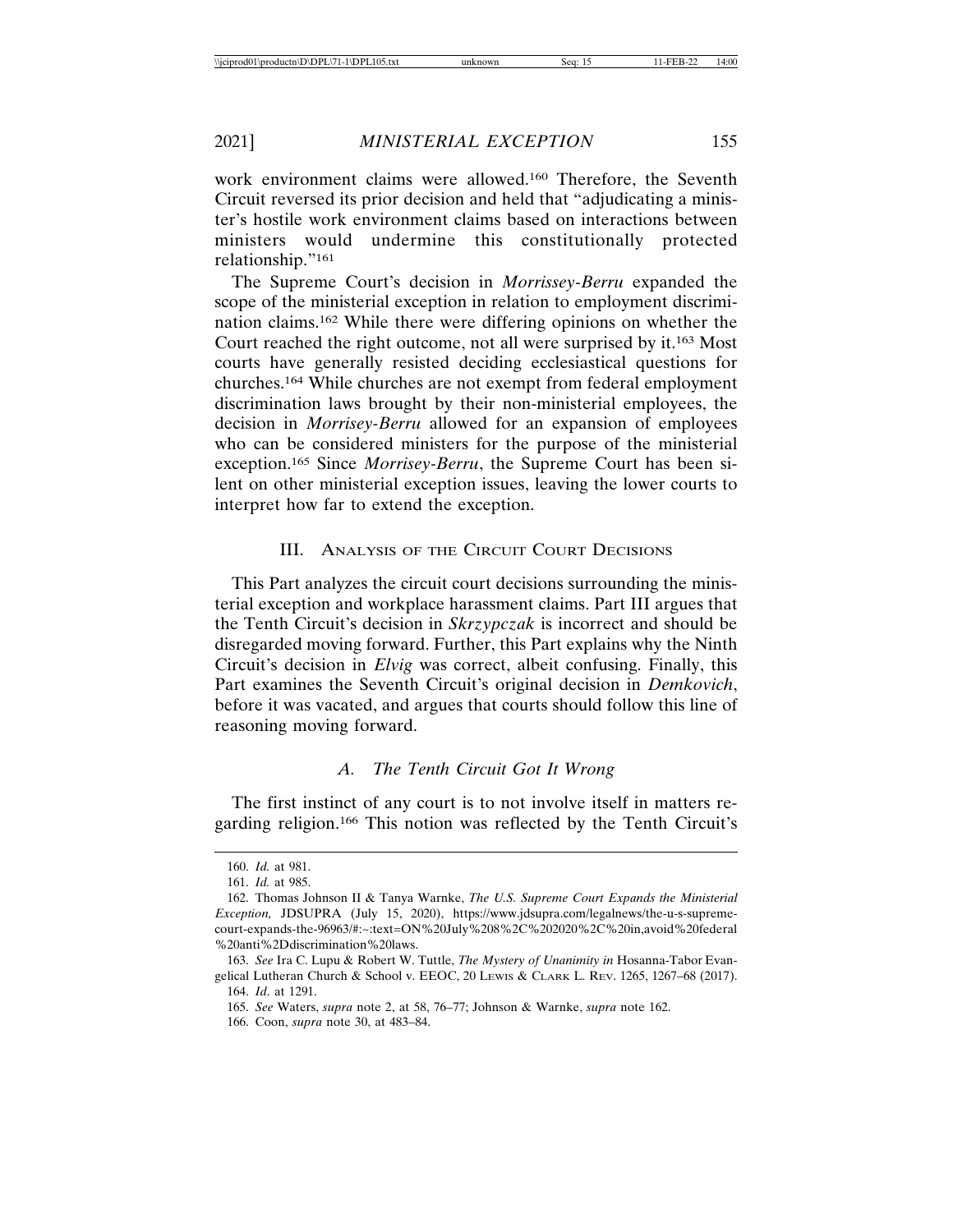work environment claims were allowed.[160] Therefore, the Seventh Circuit reversed its prior decision and held that "adjudicating a minister's hostile work environment claims based on interactions between ministers would undermine this constitutionally protected relationship."[161]

The Supreme Court's decision in *Morrissey-Berru* expanded the scope of the ministerial exception in relation to employment discrimination claims.[162] While there were differing opinions on whether the Court reached the right outcome, not all were surprised by it.[163] Most courts have generally resisted deciding ecclesiastical questions for churches.[164] While churches are not exempt from federal employment discrimination laws brought by their non-ministerial employees, the decision in *Morrisey-Berru* allowed for an expansion of employees who can be considered ministers for the purpose of the ministerial exception.[165] Since *Morrisey-Berru*, the Supreme Court has been silent on other ministerial exception issues, leaving the lower courts to interpret how far to extend the exception.

## III. Analysis of the Circuit Court Decisions

This Part analyzes the circuit court decisions surrounding the ministerial exception and workplace harassment claims. Part III argues that the Tenth Circuit's decision in *Skrzypczak* is incorrect and should be disregarded moving forward. Further, this Part explains why the Ninth Circuit's decision in *Elvig* was correct, albeit confusing. Finally, this Part examines the Seventh Circuit's original decision in *Demkovich*, before it was vacated, and argues that courts should follow this line of reasoning moving forward.

### *A. The Tenth Circuit Got It Wrong*

The first instinct of any court is to not involve itself in matters regarding religion.[166] This notion was reflected by the Tenth Circuit's

---

160. *Id.* at 981.

161. *Id.* at 985.

162. Thomas Johnson II & Tanya Warnke, *The U.S. Supreme Court Expands the Ministerial Exception,* JDSUPRA (July 15, 2020), https://www.jdsupra.com/legalnews/the-u-s-supreme-court-expands-the-96963/#:~:text=ON%20July%208%2C%202020%2C%20in,avoid%20federal%20anti%2Ddiscrimination%20laws.

163. *See* Ira C. Lupu & Robert W. Tuttle, *The Mystery of Unanimity in* Hosanna-Tabor Evangelical Lutheran Church & School v. EEOC, 20 Lewis & Clark L. Rev. 1265, 1267–68 (2017).

164. *Id*. at 1291.

165. *See* Waters, *supra* note 2, at 58, 76–77; Johnson & Warnke, *supra* note 162.

166. Coon, *supra* note 30, at 483–84.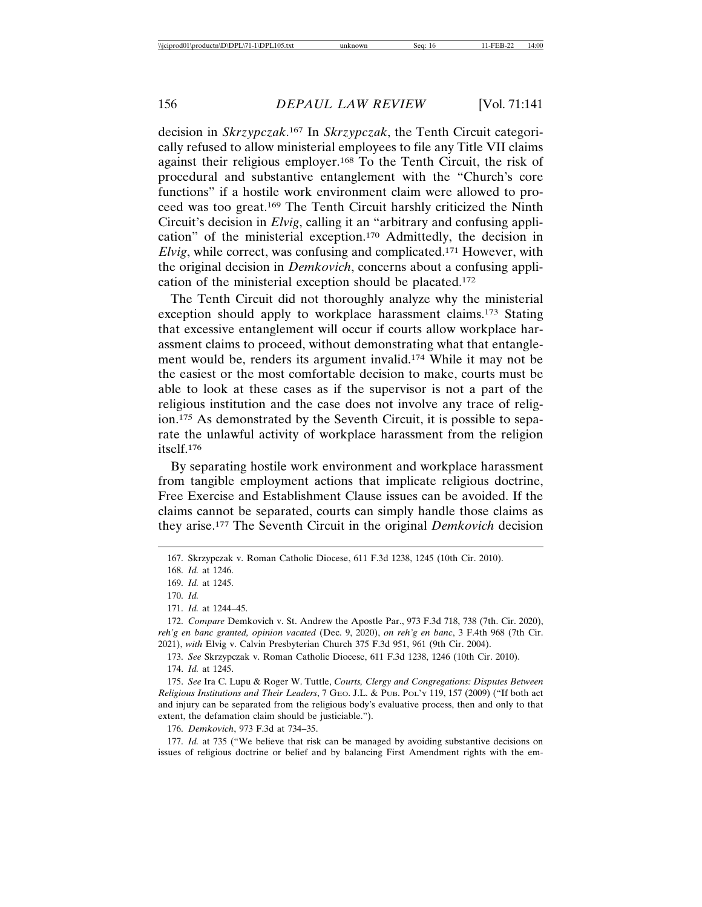decision in *Skrzypczak*.[167] In *Skrzypczak*, the Tenth Circuit categorically refused to allow ministerial employees to file any Title VII claims against their religious employer.[168] To the Tenth Circuit, the risk of procedural and substantive entanglement with the "Church's core functions" if a hostile work environment claim were allowed to proceed was too great.[169] The Tenth Circuit harshly criticized the Ninth Circuit's decision in *Elvig*, calling it an "arbitrary and confusing application" of the ministerial exception.[170] Admittedly, the decision in *Elvig*, while correct, was confusing and complicated.[171] However, with the original decision in *Demkovich*, concerns about a confusing application of the ministerial exception should be placated.[172]

The Tenth Circuit did not thoroughly analyze why the ministerial exception should apply to workplace harassment claims.[173] Stating that excessive entanglement will occur if courts allow workplace harassment claims to proceed, without demonstrating what that entanglement would be, renders its argument invalid.[174] While it may not be the easiest or the most comfortable decision to make, courts must be able to look at these cases as if the supervisor is not a part of the religious institution and the case does not involve any trace of religion.[175] As demonstrated by the Seventh Circuit, it is possible to separate the unlawful activity of workplace harassment from the religion itself.[176]

By separating hostile work environment and workplace harassment from tangible employment actions that implicate religious doctrine, Free Exercise and Establishment Clause issues can be avoided. If the claims cannot be separated, courts can simply handle those claims as they arise.[177] The Seventh Circuit in the original *Demkovich* decision

---

167. Skrzypczak v. Roman Catholic Diocese, 611 F.3d 1238, 1245 (10th Cir. 2010).

168. *Id.* at 1246.

169. *Id.* at 1245.

170. *Id.*

171. *Id.* at 1244–45.

172. *Compare* Demkovich v. St. Andrew the Apostle Par., 973 F.3d 718, 738 (7th. Cir. 2020), *reh'g en banc granted, opinion vacated* (Dec. 9, 2020), *on reh'g en banc*, 3 F.4th 968 (7th Cir. 2021), *with* Elvig v. Calvin Presbyterian Church 375 F.3d 951, 961 (9th Cir. 2004).

173. *See* Skrzypczak v. Roman Catholic Diocese, 611 F.3d 1238, 1246 (10th Cir. 2010).

174. *Id.* at 1245.

175. *See* Ira C. Lupu & Roger W. Tuttle, *Courts, Clergy and Congregations: Disputes Between Religious Institutions and Their Leaders*, 7 GEO. J.L. & PUB. POL'Y 119, 157 (2009) ("If both act and injury can be separated from the religious body's evaluative process, then and only to that extent, the defamation claim should be justiciable.").

176. *Demkovich*, 973 F.3d at 734–35.

177. *Id.* at 735 ("We believe that risk can be managed by avoiding substantive decisions on issues of religious doctrine or belief and by balancing First Amendment rights with the em-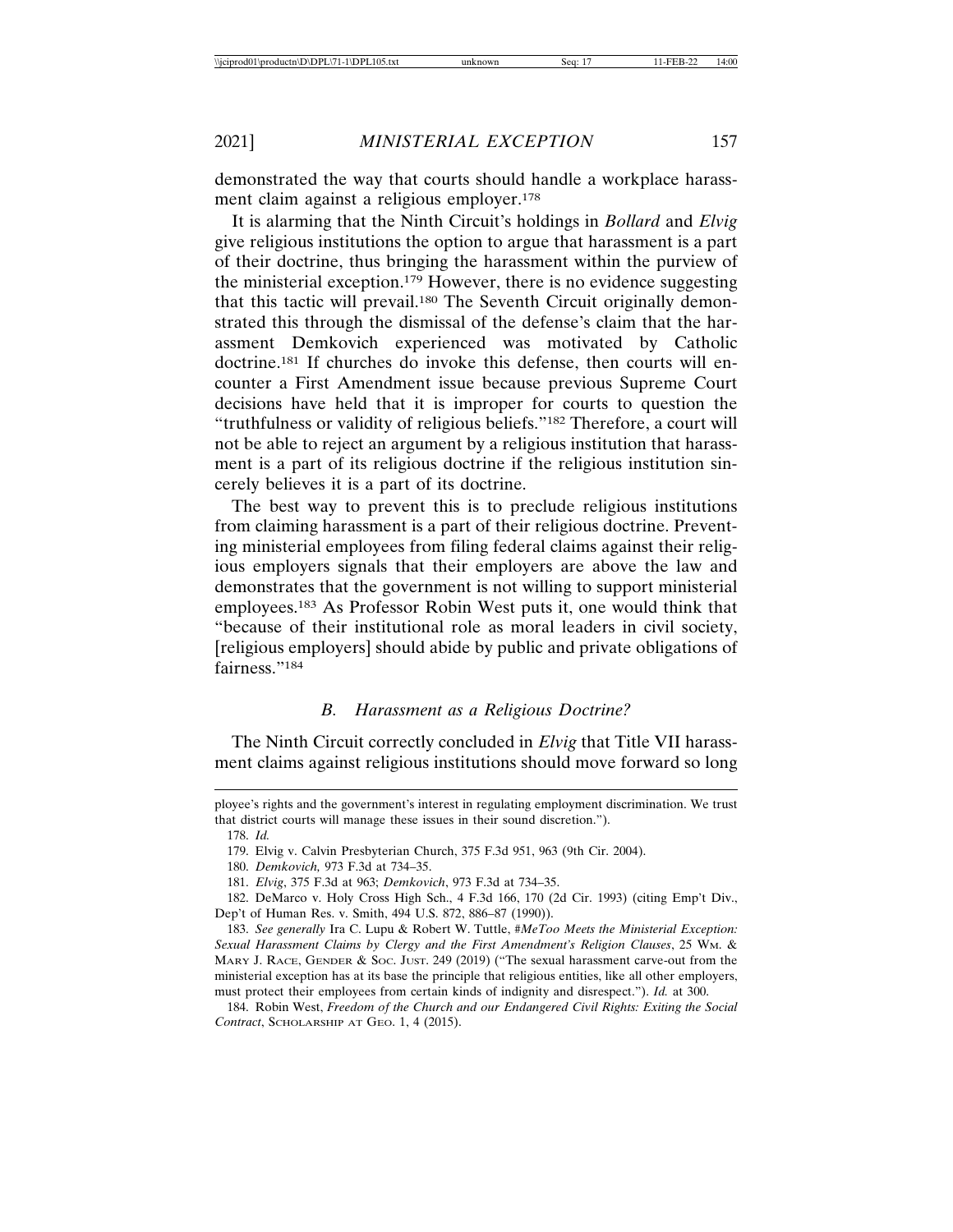demonstrated the way that courts should handle a workplace harassment claim against a religious employer.[178]

It is alarming that the Ninth Circuit's holdings in *Bollard* and *Elvig* give religious institutions the option to argue that harassment is a part of their doctrine, thus bringing the harassment within the purview of the ministerial exception.[179] However, there is no evidence suggesting that this tactic will prevail.[180] The Seventh Circuit originally demonstrated this through the dismissal of the defense's claim that the harassment Demkovich experienced was motivated by Catholic doctrine.[181] If churches do invoke this defense, then courts will encounter a First Amendment issue because previous Supreme Court decisions have held that it is improper for courts to question the "truthfulness or validity of religious beliefs."[182] Therefore, a court will not be able to reject an argument by a religious institution that harassment is a part of its religious doctrine if the religious institution sincerely believes it is a part of its doctrine.

The best way to prevent this is to preclude religious institutions from claiming harassment is a part of their religious doctrine. Preventing ministerial employees from filing federal claims against their religious employers signals that their employers are above the law and demonstrates that the government is not willing to support ministerial employees.[183] As Professor Robin West puts it, one would think that "because of their institutional role as moral leaders in civil society, [religious employers] should abide by public and private obligations of fairness."[184]

### *B. Harassment as a Religious Doctrine?*

The Ninth Circuit correctly concluded in *Elvig* that Title VII harassment claims against religious institutions should move forward so long

---

ployee's rights and the government's interest in regulating employment discrimination. We trust that district courts will manage these issues in their sound discretion.").

178. *Id.*

179. Elvig v. Calvin Presbyterian Church, 375 F.3d 951, 963 (9th Cir. 2004).

180. *Demkovich,* 973 F.3d at 734–35.

181. *Elvig*, 375 F.3d at 963; *Demkovich*, 973 F.3d at 734–35.

182. DeMarco v. Holy Cross High Sch., 4 F.3d 166, 170 (2d Cir. 1993) (citing Emp't Div., Dep't of Human Res. v. Smith, 494 U.S. 872, 886–87 (1990)).

183. *See generally* Ira C. Lupu & Robert W. Tuttle, *#MeToo Meets the Ministerial Exception: Sexual Harassment Claims by Clergy and the First Amendment's Religion Clauses*, 25 WM. & MARY J. RACE, GENDER & SOC. JUST. 249 (2019) ("The sexual harassment carve-out from the ministerial exception has at its base the principle that religious entities, like all other employers, must protect their employees from certain kinds of indignity and disrespect."). *Id.* at 300.

184. Robin West, *Freedom of the Church and our Endangered Civil Rights: Exiting the Social Contract*, SCHOLARSHIP AT GEO. 1, 4 (2015).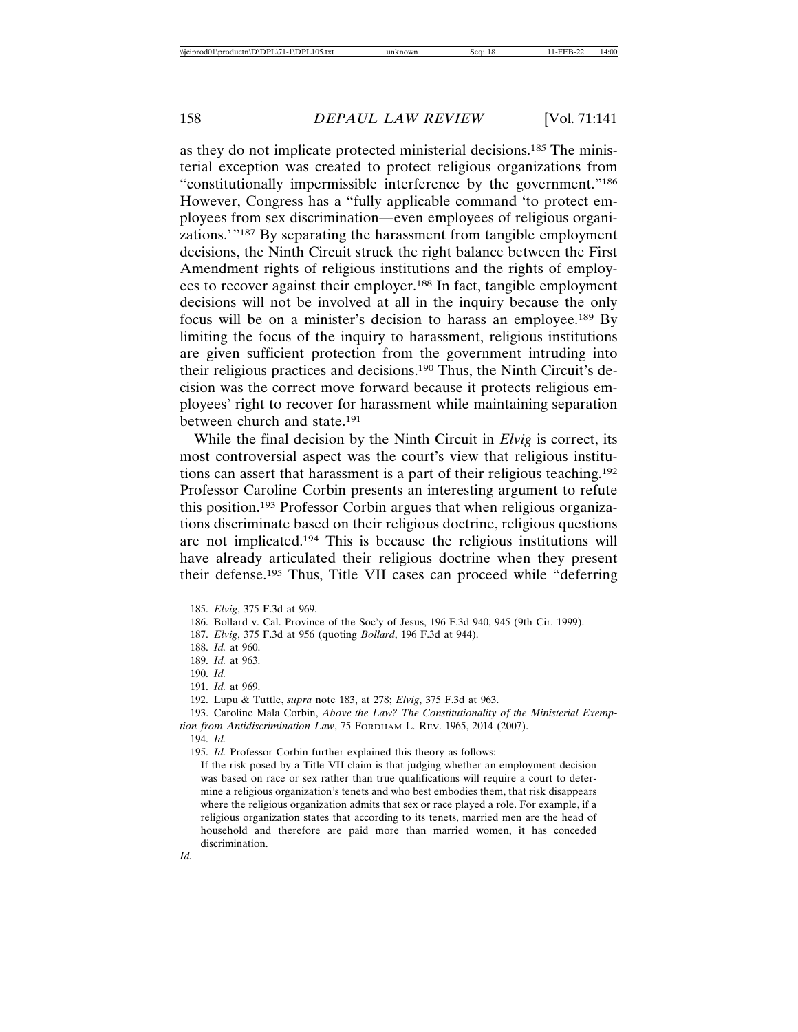as they do not implicate protected ministerial decisions.[185] The ministerial exception was created to protect religious organizations from "constitutionally impermissible interference by the government."[186] However, Congress has a "fully applicable command 'to protect employees from sex discrimination—even employees of religious organizations.'"[187] By separating the harassment from tangible employment decisions, the Ninth Circuit struck the right balance between the First Amendment rights of religious institutions and the rights of employees to recover against their employer.[188] In fact, tangible employment decisions will not be involved at all in the inquiry because the only focus will be on a minister's decision to harass an employee.[189] By limiting the focus of the inquiry to harassment, religious institutions are given sufficient protection from the government intruding into their religious practices and decisions.[190] Thus, the Ninth Circuit's decision was the correct move forward because it protects religious employees' right to recover for harassment while maintaining separation between church and state.[191]

While the final decision by the Ninth Circuit in *Elvig* is correct, its most controversial aspect was the court's view that religious institutions can assert that harassment is a part of their religious teaching.[192] Professor Caroline Corbin presents an interesting argument to refute this position.[193] Professor Corbin argues that when religious organizations discriminate based on their religious doctrine, religious questions are not implicated.[194] This is because the religious institutions will have already articulated their religious doctrine when they present their defense.[195] Thus, Title VII cases can proceed while "deferring

---

185. *Elvig*, 375 F.3d at 969.

186. Bollard v. Cal. Province of the Soc'y of Jesus, 196 F.3d 940, 945 (9th Cir. 1999).

187. *Elvig*, 375 F.3d at 956 (quoting *Bollard*, 196 F.3d at 944).

188. *Id.* at 960.

189. *Id.* at 963.

190. *Id.*

191. *Id.* at 969.

192. Lupu & Tuttle, *supra* note 183, at 278; *Elvig*, 375 F.3d at 963.

193. Caroline Mala Corbin, *Above the Law? The Constitutionality of the Ministerial Exemption from Antidiscrimination Law*, 75 FORDHAM L. REV. 1965, 2014 (2007).

194. *Id.*

195. *Id.* Professor Corbin further explained this theory as follows:

> If the risk posed by a Title VII claim is that judging whether an employment decision was based on race or sex rather than true qualifications will require a court to determine a religious organization's tenets and who best embodies them, that risk disappears where the religious organization admits that sex or race played a role. For example, if a religious organization states that according to its tenets, married men are the head of household and therefore are paid more than married women, it has conceded discrimination.

*Id.*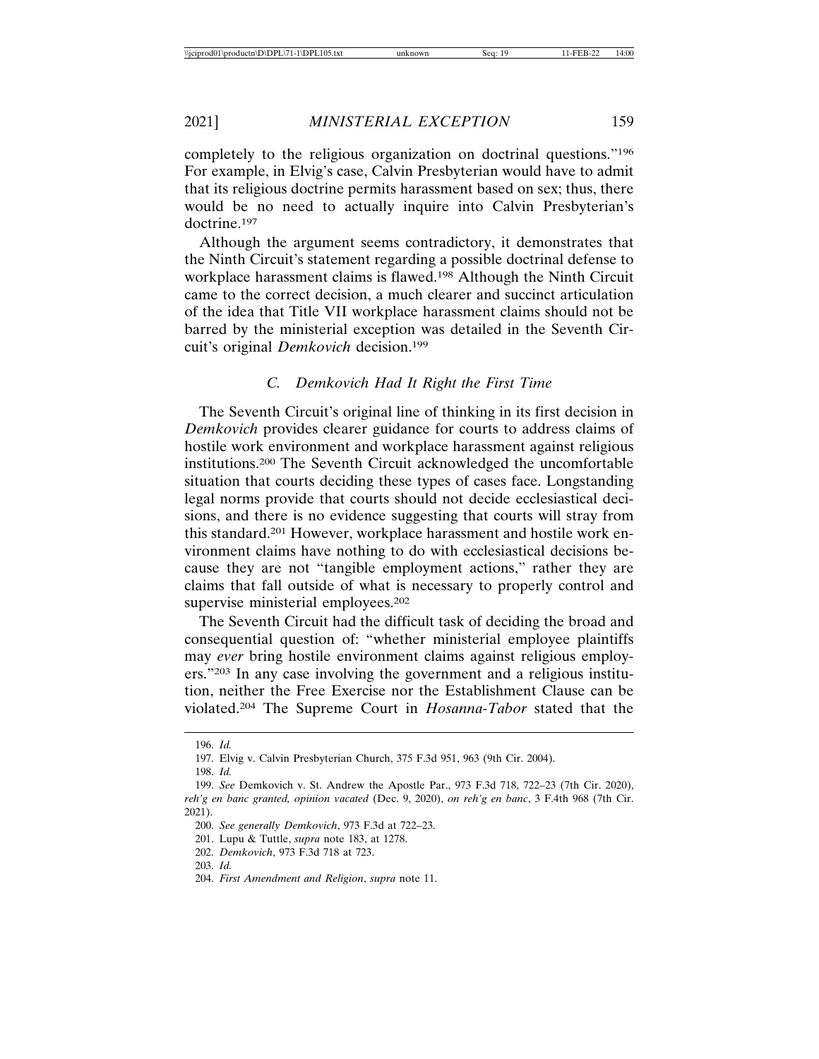completely to the religious organization on doctrinal questions."[196] For example, in Elvig's case, Calvin Presbyterian would have to admit that its religious doctrine permits harassment based on sex; thus, there would be no need to actually inquire into Calvin Presbyterian's doctrine.[197]

Although the argument seems contradictory, it demonstrates that the Ninth Circuit's statement regarding a possible doctrinal defense to workplace harassment claims is flawed.[198] Although the Ninth Circuit came to the correct decision, a much clearer and succinct articulation of the idea that Title VII workplace harassment claims should not be barred by the ministerial exception was detailed in the Seventh Circuit's original *Demkovich* decision.[199]

### *C. Demkovich Had It Right the First Time*

The Seventh Circuit's original line of thinking in its first decision in *Demkovich* provides clearer guidance for courts to address claims of hostile work environment and workplace harassment against religious institutions.[200] The Seventh Circuit acknowledged the uncomfortable situation that courts deciding these types of cases face. Longstanding legal norms provide that courts should not decide ecclesiastical decisions, and there is no evidence suggesting that courts will stray from this standard.[201] However, workplace harassment and hostile work environment claims have nothing to do with ecclesiastical decisions because they are not "tangible employment actions," rather they are claims that fall outside of what is necessary to properly control and supervise ministerial employees.[202]

The Seventh Circuit had the difficult task of deciding the broad and consequential question of: "whether ministerial employee plaintiffs may *ever* bring hostile environment claims against religious employers."[203] In any case involving the government and a religious institution, neither the Free Exercise nor the Establishment Clause can be violated.[204] The Supreme Court in *Hosanna-Tabor* stated that the

196. *Id.*

197. Elvig v. Calvin Presbyterian Church, 375 F.3d 951, 963 (9th Cir. 2004).

198. *Id.*

199. *See* Demkovich v. St. Andrew the Apostle Par., 973 F.3d 718, 722–23 (7th Cir. 2020), *reh'g en banc granted, opinion vacated* (Dec. 9, 2020), *on reh'g en banc*, 3 F.4th 968 (7th Cir. 2021).

200. *See generally Demkovich*, 973 F.3d at 722–23.

201. Lupu & Tuttle, *supra* note 183, at 1278.

202. *Demkovich*, 973 F.3d 718 at 723.

203. *Id.*

204. *First Amendment and Religion*, *supra* note 11.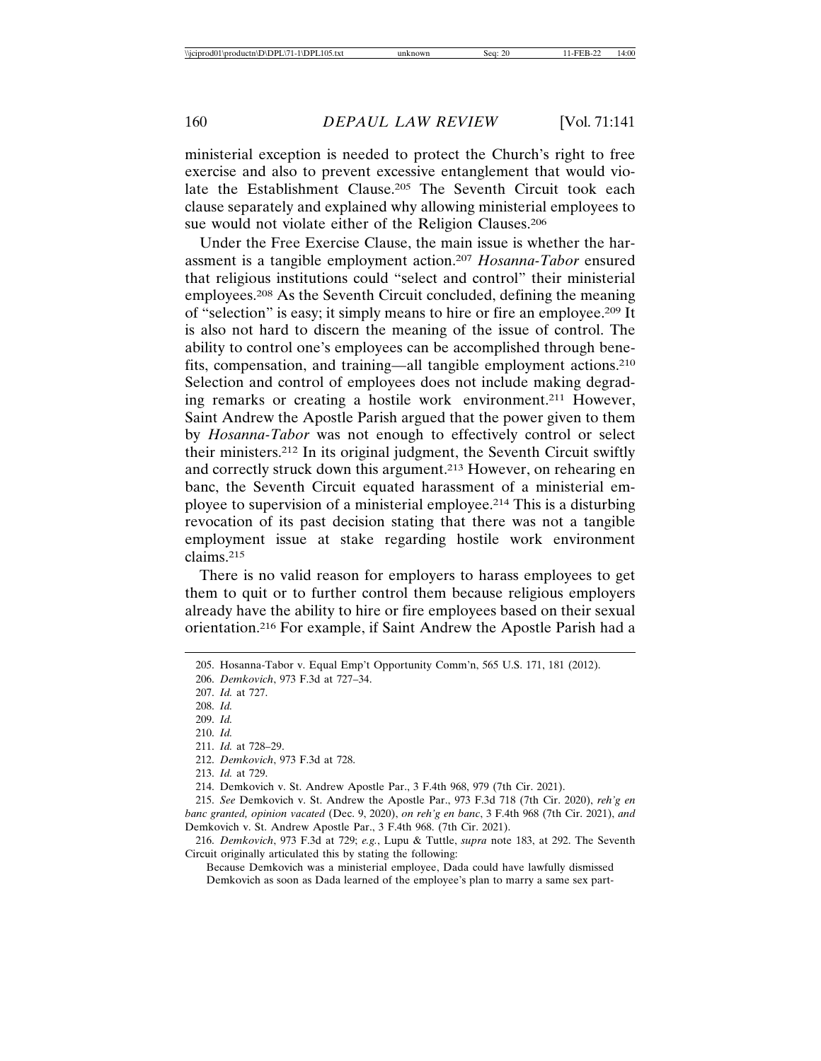ministerial exception is needed to protect the Church's right to free exercise and also to prevent excessive entanglement that would violate the Establishment Clause.[205] The Seventh Circuit took each clause separately and explained why allowing ministerial employees to sue would not violate either of the Religion Clauses.[206]

Under the Free Exercise Clause, the main issue is whether the harassment is a tangible employment action.[207] *Hosanna-Tabor* ensured that religious institutions could "select and control" their ministerial employees.[208] As the Seventh Circuit concluded, defining the meaning of "selection" is easy; it simply means to hire or fire an employee.[209] It is also not hard to discern the meaning of the issue of control. The ability to control one's employees can be accomplished through benefits, compensation, and training—all tangible employment actions.[210] Selection and control of employees does not include making degrading remarks or creating a hostile work environment.[211] However, Saint Andrew the Apostle Parish argued that the power given to them by *Hosanna-Tabor* was not enough to effectively control or select their ministers.[212] In its original judgment, the Seventh Circuit swiftly and correctly struck down this argument.[213] However, on rehearing en banc, the Seventh Circuit equated harassment of a ministerial employee to supervision of a ministerial employee.[214] This is a disturbing revocation of its past decision stating that there was not a tangible employment issue at stake regarding hostile work environment claims.[215]

There is no valid reason for employers to harass employees to get them to quit or to further control them because religious employers already have the ability to hire or fire employees based on their sexual orientation.[216] For example, if Saint Andrew the Apostle Parish had a

---

205. Hosanna-Tabor v. Equal Emp't Opportunity Comm'n, 565 U.S. 171, 181 (2012).

206. *Demkovich*, 973 F.3d at 727–34.

207. *Id.* at 727.

208. *Id.*

209. *Id.*

210. *Id.*

211. *Id.* at 728–29.

212. *Demkovich*, 973 F.3d at 728.

213. *Id.* at 729.

214. Demkovich v. St. Andrew Apostle Par., 3 F.4th 968, 979 (7th Cir. 2021).

215. *See* Demkovich v. St. Andrew the Apostle Par., 973 F.3d 718 (7th Cir. 2020), *reh'g en banc granted, opinion vacated* (Dec. 9, 2020), *on reh'g en banc*, 3 F.4th 968 (7th Cir. 2021), *and* Demkovich v. St. Andrew Apostle Par., 3 F.4th 968. (7th Cir. 2021).

216. *Demkovich*, 973 F.3d at 729; *e.g.*, Lupu & Tuttle, *supra* note 183, at 292. The Seventh Circuit originally articulated this by stating the following:

> Because Demkovich was a ministerial employee, Dada could have lawfully dismissed Demkovich as soon as Dada learned of the employee's plan to marry a same sex part-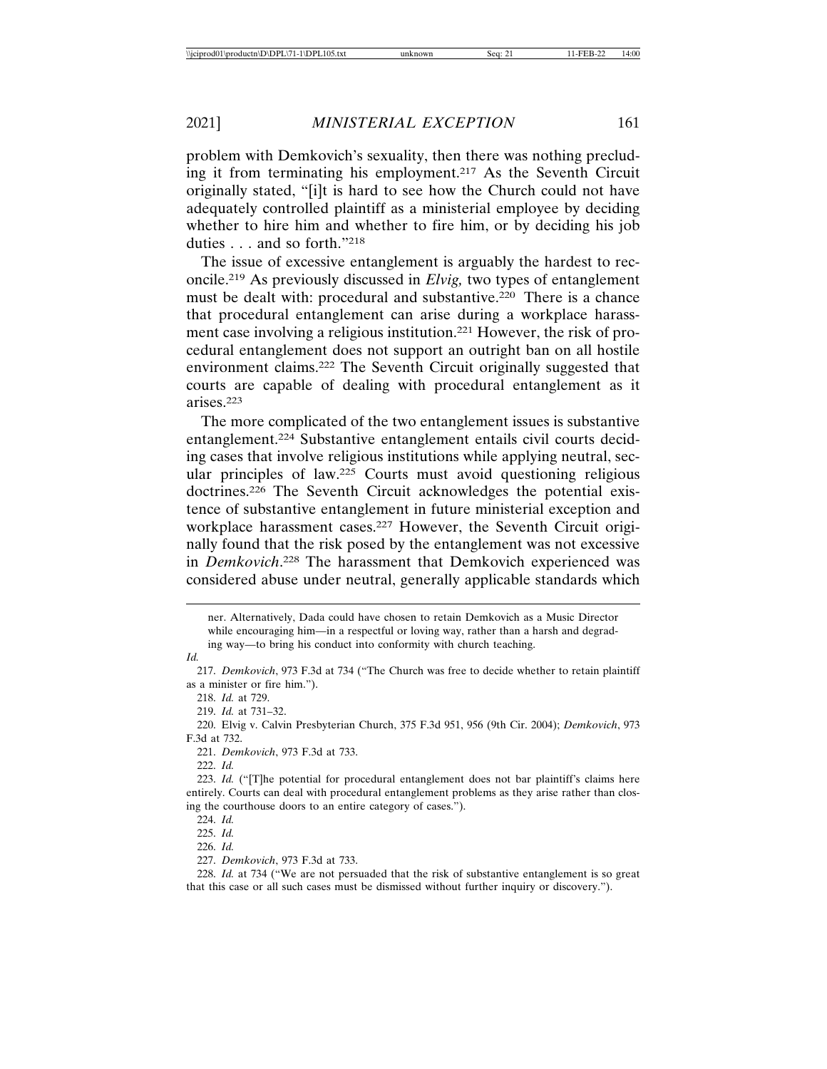problem with Demkovich's sexuality, then there was nothing precluding it from terminating his employment.[217] As the Seventh Circuit originally stated, "[i]t is hard to see how the Church could not have adequately controlled plaintiff as a ministerial employee by deciding whether to hire him and whether to fire him, or by deciding his job duties . . . and so forth."[218]

The issue of excessive entanglement is arguably the hardest to reconcile.[219] As previously discussed in *Elvig,* two types of entanglement must be dealt with: procedural and substantive.[220] There is a chance that procedural entanglement can arise during a workplace harassment case involving a religious institution.[221] However, the risk of procedural entanglement does not support an outright ban on all hostile environment claims.[222] The Seventh Circuit originally suggested that courts are capable of dealing with procedural entanglement as it arises.[223]

The more complicated of the two entanglement issues is substantive entanglement.[224] Substantive entanglement entails civil courts deciding cases that involve religious institutions while applying neutral, secular principles of law.[225] Courts must avoid questioning religious doctrines.[226] The Seventh Circuit acknowledges the potential existence of substantive entanglement in future ministerial exception and workplace harassment cases.[227] However, the Seventh Circuit originally found that the risk posed by the entanglement was not excessive in *Demkovich*.[228] The harassment that Demkovich experienced was considered abuse under neutral, generally applicable standards which

---

ner. Alternatively, Dada could have chosen to retain Demkovich as a Music Director while encouraging him—in a respectful or loving way, rather than a harsh and degrading way—to bring his conduct into conformity with church teaching.

*Id.*

217. *Demkovich*, 973 F.3d at 734 ("The Church was free to decide whether to retain plaintiff as a minister or fire him.").

218. *Id.* at 729.

219. *Id.* at 731–32.

220. Elvig v. Calvin Presbyterian Church, 375 F.3d 951, 956 (9th Cir. 2004); *Demkovich*, 973 F.3d at 732.

221. *Demkovich*, 973 F.3d at 733.

222. *Id.*

223. *Id.* ("[T]he potential for procedural entanglement does not bar plaintiff's claims here entirely. Courts can deal with procedural entanglement problems as they arise rather than closing the courthouse doors to an entire category of cases.").

224. *Id.*

225. *Id.*

226. *Id.*

227. *Demkovich*, 973 F.3d at 733.

228. *Id.* at 734 ("We are not persuaded that the risk of substantive entanglement is so great that this case or all such cases must be dismissed without further inquiry or discovery.").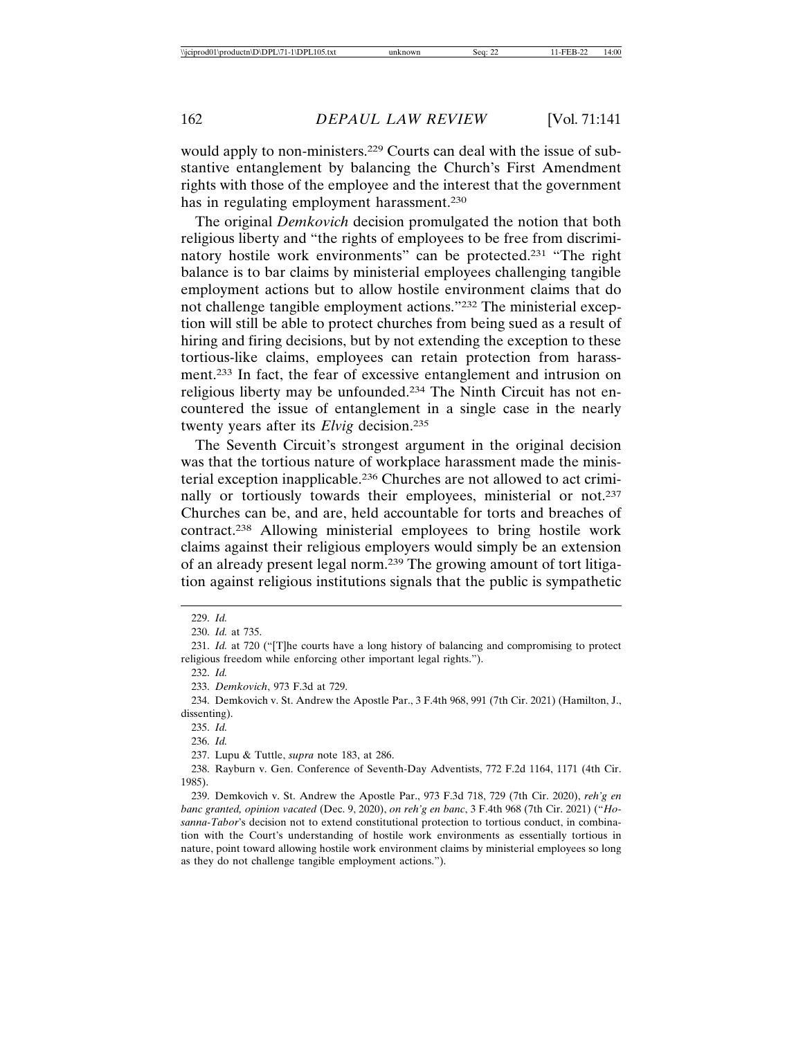would apply to non-ministers.[229] Courts can deal with the issue of substantive entanglement by balancing the Church's First Amendment rights with those of the employee and the interest that the government has in regulating employment harassment.[230]

The original *Demkovich* decision promulgated the notion that both religious liberty and "the rights of employees to be free from discriminatory hostile work environments" can be protected.[231] "The right balance is to bar claims by ministerial employees challenging tangible employment actions but to allow hostile environment claims that do not challenge tangible employment actions."[232] The ministerial exception will still be able to protect churches from being sued as a result of hiring and firing decisions, but by not extending the exception to these tortious-like claims, employees can retain protection from harassment.[233] In fact, the fear of excessive entanglement and intrusion on religious liberty may be unfounded.[234] The Ninth Circuit has not encountered the issue of entanglement in a single case in the nearly twenty years after its *Elvig* decision.[235]

The Seventh Circuit's strongest argument in the original decision was that the tortious nature of workplace harassment made the ministerial exception inapplicable.[236] Churches are not allowed to act criminally or tortiously towards their employees, ministerial or not.[237] Churches can be, and are, held accountable for torts and breaches of contract.[238] Allowing ministerial employees to bring hostile work claims against their religious employers would simply be an extension of an already present legal norm.[239] The growing amount of tort litigation against religious institutions signals that the public is sympathetic

---

229. *Id.*

230. *Id.* at 735.

231. *Id.* at 720 ("[T]he courts have a long history of balancing and compromising to protect religious freedom while enforcing other important legal rights.").

232. *Id.*

233. *Demkovich*, 973 F.3d at 729.

234. Demkovich v. St. Andrew the Apostle Par., 3 F.4th 968, 991 (7th Cir. 2021) (Hamilton, J., dissenting).

235. *Id.*

236. *Id.*

237. Lupu & Tuttle, *supra* note 183, at 286.

238. Rayburn v. Gen. Conference of Seventh-Day Adventists, 772 F.2d 1164, 1171 (4th Cir. 1985).

239. Demkovich v. St. Andrew the Apostle Par., 973 F.3d 718, 729 (7th Cir. 2020), *reh'g en banc granted, opinion vacated* (Dec. 9, 2020), *on reh'g en banc*, 3 F.4th 968 (7th Cir. 2021) ("*Hosanna-Tabor*'s decision not to extend constitutional protection to tortious conduct, in combination with the Court's understanding of hostile work environments as essentially tortious in nature, point toward allowing hostile work environment claims by ministerial employees so long as they do not challenge tangible employment actions.").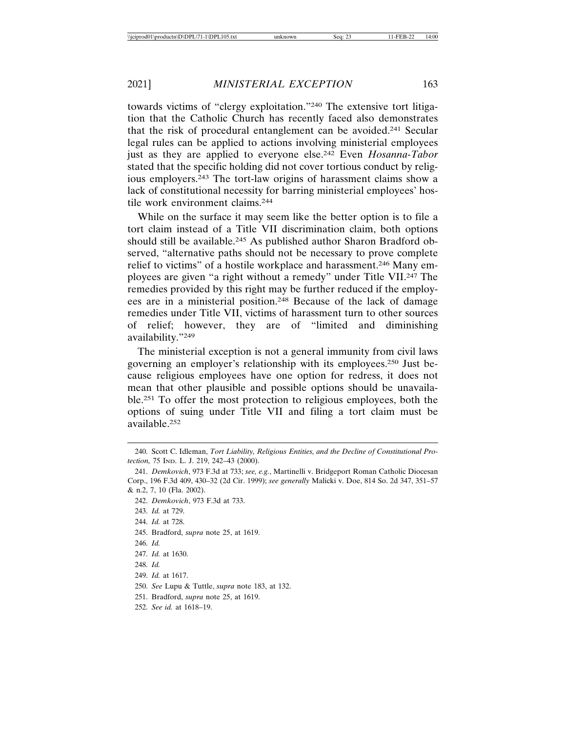towards victims of "clergy exploitation."[240] The extensive tort litigation that the Catholic Church has recently faced also demonstrates that the risk of procedural entanglement can be avoided.[241] Secular legal rules can be applied to actions involving ministerial employees just as they are applied to everyone else.[242] Even *Hosanna-Tabor* stated that the specific holding did not cover tortious conduct by religious employers.[243] The tort-law origins of harassment claims show a lack of constitutional necessity for barring ministerial employees' hostile work environment claims.[244]

While on the surface it may seem like the better option is to file a tort claim instead of a Title VII discrimination claim, both options should still be available.[245] As published author Sharon Bradford observed, "alternative paths should not be necessary to prove complete relief to victims" of a hostile workplace and harassment.[246] Many employees are given "a right without a remedy" under Title VII.[247] The remedies provided by this right may be further reduced if the employees are in a ministerial position.[248] Because of the lack of damage remedies under Title VII, victims of harassment turn to other sources of relief; however, they are of "limited and diminishing availability."[249]

The ministerial exception is not a general immunity from civil laws governing an employer's relationship with its employees.[250] Just because religious employees have one option for redress, it does not mean that other plausible and possible options should be unavailable.[251] To offer the most protection to religious employees, both the options of suing under Title VII and filing a tort claim must be available.[252]

---

240. Scott C. Idleman, *Tort Liability, Religious Entities, and the Decline of Constitutional Protection,* 75 IND. L. J. 219, 242–43 (2000).

241. *Demkovich*, 973 F.3d at 733; *see, e.g.*, Martinelli v. Bridgeport Roman Catholic Diocesan Corp., 196 F.3d 409, 430–32 (2d Cir. 1999); *see generally* Malicki v. Doe, 814 So. 2d 347, 351–57 & n.2, 7, 10 (Fla. 2002).

242. *Demkovich*, 973 F.3d at 733.

243. *Id.* at 729.

244. *Id.* at 728.

245. Bradford, *supra* note 25, at 1619.

246. *Id.*

247. *Id.* at 1630.

248. *Id.*

249. *Id.* at 1617.

250. *See* Lupu & Tuttle, *supra* note 183, at 132.

251. Bradford, *supra* note 25, at 1619.

252. *See id.* at 1618–19.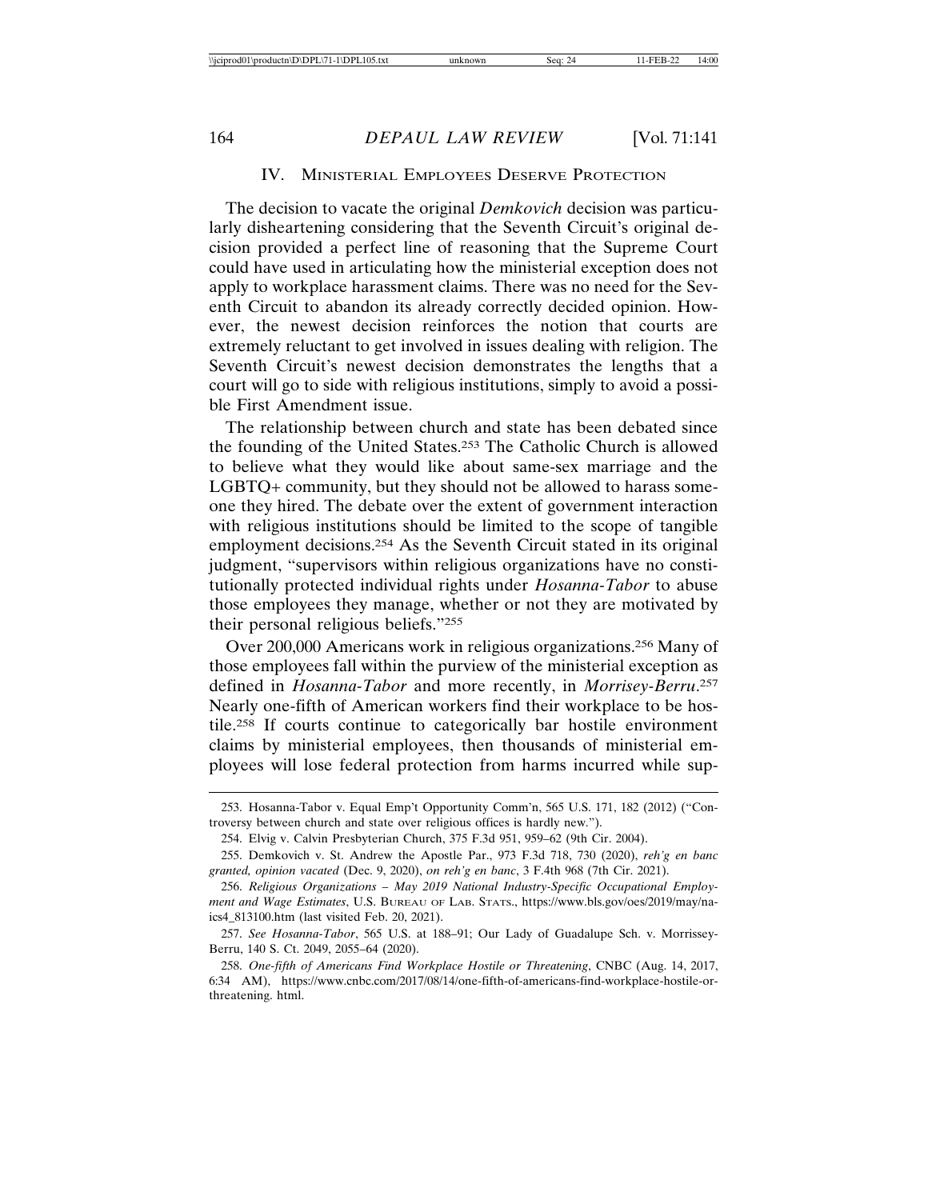## IV. Ministerial Employees Deserve Protection

The decision to vacate the original *Demkovich* decision was particularly disheartening considering that the Seventh Circuit's original decision provided a perfect line of reasoning that the Supreme Court could have used in articulating how the ministerial exception does not apply to workplace harassment claims. There was no need for the Seventh Circuit to abandon its already correctly decided opinion. However, the newest decision reinforces the notion that courts are extremely reluctant to get involved in issues dealing with religion. The Seventh Circuit's newest decision demonstrates the lengths that a court will go to side with religious institutions, simply to avoid a possible First Amendment issue.

The relationship between church and state has been debated since the founding of the United States.[253] The Catholic Church is allowed to believe what they would like about same-sex marriage and the LGBTQ+ community, but they should not be allowed to harass someone they hired. The debate over the extent of government interaction with religious institutions should be limited to the scope of tangible employment decisions.[254] As the Seventh Circuit stated in its original judgment, "supervisors within religious organizations have no constitutionally protected individual rights under *Hosanna-Tabor* to abuse those employees they manage, whether or not they are motivated by their personal religious beliefs."[255]

Over 200,000 Americans work in religious organizations.[256] Many of those employees fall within the purview of the ministerial exception as defined in *Hosanna-Tabor* and more recently, in *Morrisey-Berru*.[257] Nearly one-fifth of American workers find their workplace to be hostile.[258] If courts continue to categorically bar hostile environment claims by ministerial employees, then thousands of ministerial employees will lose federal protection from harms incurred while sup-

---

253. Hosanna-Tabor v. Equal Emp't Opportunity Comm'n, 565 U.S. 171, 182 (2012) ("Controversy between church and state over religious offices is hardly new.").

254. Elvig v. Calvin Presbyterian Church, 375 F.3d 951, 959–62 (9th Cir. 2004).

255. Demkovich v. St. Andrew the Apostle Par., 973 F.3d 718, 730 (2020), *reh'g en banc granted, opinion vacated* (Dec. 9, 2020), *on reh'g en banc*, 3 F.4th 968 (7th Cir. 2021).

256. *Religious Organizations – May 2019 National Industry-Specific Occupational Employment and Wage Estimates*, U.S. Bureau of Lab. Stats., https://www.bls.gov/oes/2019/may/naics4_813100.htm (last visited Feb. 20, 2021).

257. *See Hosanna-Tabor*, 565 U.S. at 188–91; Our Lady of Guadalupe Sch. v. Morrissey-Berru, 140 S. Ct. 2049, 2055–64 (2020).

258. *One-fifth of Americans Find Workplace Hostile or Threatening*, CNBC (Aug. 14, 2017, 6:34 AM), https://www.cnbc.com/2017/08/14/one-fifth-of-americans-find-workplace-hostile-or-threatening. html.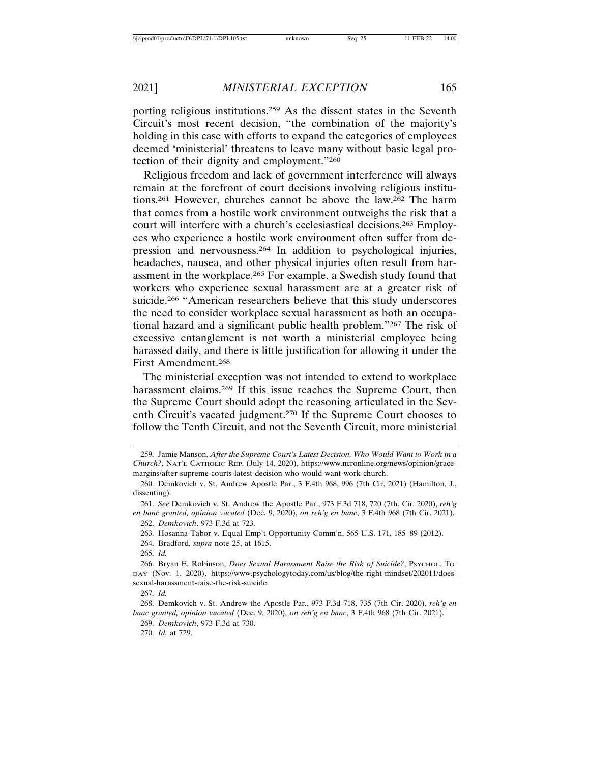porting religious institutions.[259] As the dissent states in the Seventh Circuit's most recent decision, "the combination of the majority's holding in this case with efforts to expand the categories of employees deemed 'ministerial' threatens to leave many without basic legal protection of their dignity and employment."[260]

Religious freedom and lack of government interference will always remain at the forefront of court decisions involving religious institutions.[261] However, churches cannot be above the law.[262] The harm that comes from a hostile work environment outweighs the risk that a court will interfere with a church's ecclesiastical decisions.[263] Employees who experience a hostile work environment often suffer from depression and nervousness.[264] In addition to psychological injuries, headaches, nausea, and other physical injuries often result from harassment in the workplace.[265] For example, a Swedish study found that workers who experience sexual harassment are at a greater risk of suicide.[266] "American researchers believe that this study underscores the need to consider workplace sexual harassment as both an occupational hazard and a significant public health problem."[267] The risk of excessive entanglement is not worth a ministerial employee being harassed daily, and there is little justification for allowing it under the First Amendment.[268]

The ministerial exception was not intended to extend to workplace harassment claims.[269] If this issue reaches the Supreme Court, then the Supreme Court should adopt the reasoning articulated in the Seventh Circuit's vacated judgment.[270] If the Supreme Court chooses to follow the Tenth Circuit, and not the Seventh Circuit, more ministerial

---

259. Jamie Manson, *After the Supreme Court's Latest Decision, Who Would Want to Work in a Church?*, NAT'L CATHOLIC REP. (July 14, 2020), https://www.ncronline.org/news/opinion/grace-margins/after-supreme-courts-latest-decision-who-would-want-work-church.

260. Demkovich v. St. Andrew Apostle Par., 3 F.4th 968, 996 (7th Cir. 2021) (Hamilton, J., dissenting).

261. *See* Demkovich v. St. Andrew the Apostle Par., 973 F.3d 718, 720 (7th. Cir. 2020), *reh'g en banc granted, opinion vacated* (Dec. 9, 2020), *on reh'g en banc*, 3 F.4th 968 (7th Cir. 2021).

262. *Demkovich*, 973 F.3d at 723.

263. Hosanna-Tabor v. Equal Emp't Opportunity Comm'n, 565 U.S. 171, 185–89 (2012).

264. Bradford, *supra* note 25, at 1615.

265. *Id.*

266. Bryan E. Robinson, *Does Sexual Harassment Raise the Risk of Suicide?*, PSYCHOL. TODAY (Nov. 1, 2020), https://www.psychologytoday.com/us/blog/the-right-mindset/202011/does-sexual-harassment-raise-the-risk-suicide.

267. *Id.*

268. Demkovich v. St. Andrew the Apostle Par., 973 F.3d 718, 735 (7th Cir. 2020), *reh'g en banc granted, opinion vacated* (Dec. 9, 2020), *on reh'g en banc*, 3 F.4th 968 (7th Cir. 2021).

269. *Demkovich*, 973 F.3d at 730.

270. *Id.* at 729.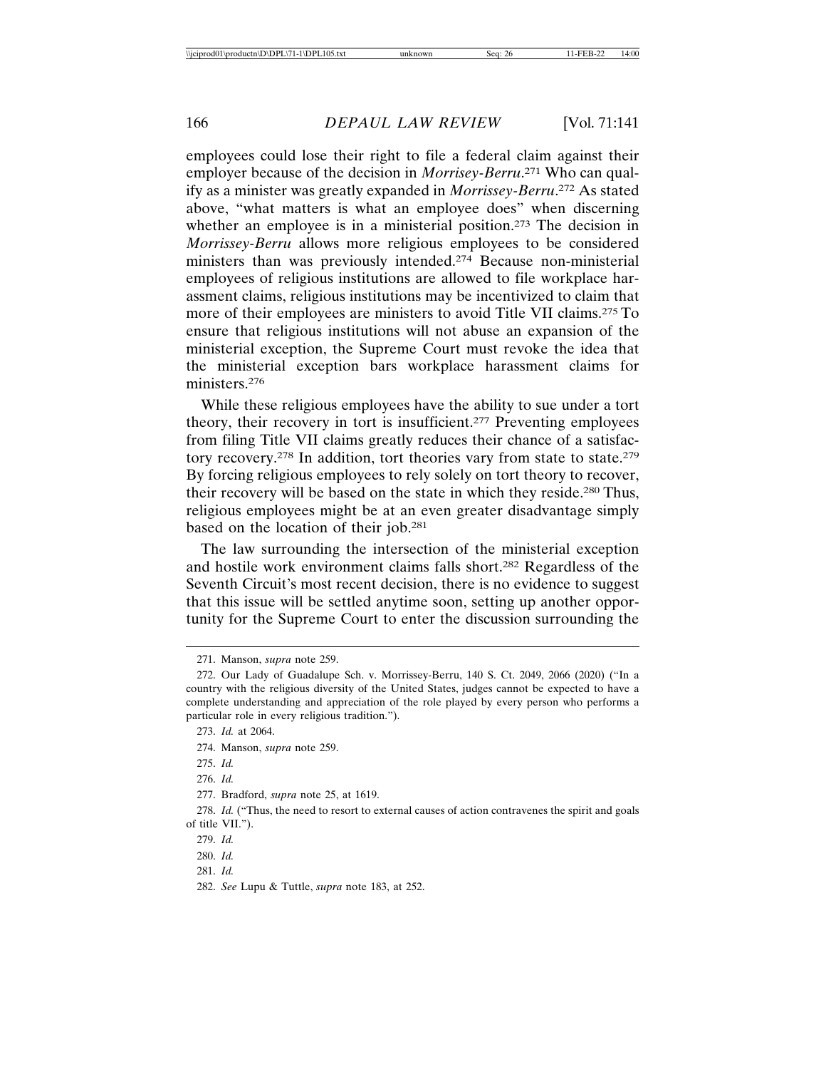employees could lose their right to file a federal claim against their employer because of the decision in *Morrisey-Berru*.[271] Who can qualify as a minister was greatly expanded in *Morrissey-Berru*.[272] As stated above, "what matters is what an employee does" when discerning whether an employee is in a ministerial position.[273] The decision in *Morrissey-Berru* allows more religious employees to be considered ministers than was previously intended.[274] Because non-ministerial employees of religious institutions are allowed to file workplace harassment claims, religious institutions may be incentivized to claim that more of their employees are ministers to avoid Title VII claims.[275] To ensure that religious institutions will not abuse an expansion of the ministerial exception, the Supreme Court must revoke the idea that the ministerial exception bars workplace harassment claims for ministers.[276]

While these religious employees have the ability to sue under a tort theory, their recovery in tort is insufficient.[277] Preventing employees from filing Title VII claims greatly reduces their chance of a satisfactory recovery.[278] In addition, tort theories vary from state to state.[279] By forcing religious employees to rely solely on tort theory to recover, their recovery will be based on the state in which they reside.[280] Thus, religious employees might be at an even greater disadvantage simply based on the location of their job.[281]

The law surrounding the intersection of the ministerial exception and hostile work environment claims falls short.[282] Regardless of the Seventh Circuit's most recent decision, there is no evidence to suggest that this issue will be settled anytime soon, setting up another opportunity for the Supreme Court to enter the discussion surrounding the

---

271. Manson, *supra* note 259.

272. Our Lady of Guadalupe Sch. v. Morrissey-Berru, 140 S. Ct. 2049, 2066 (2020) ("In a country with the religious diversity of the United States, judges cannot be expected to have a complete understanding and appreciation of the role played by every person who performs a particular role in every religious tradition.").

273. *Id.* at 2064.

274. Manson, *supra* note 259.

275. *Id.*

276. *Id.*

277. Bradford, *supra* note 25, at 1619.

278. *Id.* ("Thus, the need to resort to external causes of action contravenes the spirit and goals of title VII.").

279. *Id.*

280. *Id.*

281. *Id.*

282. *See* Lupu & Tuttle, *supra* note 183, at 252.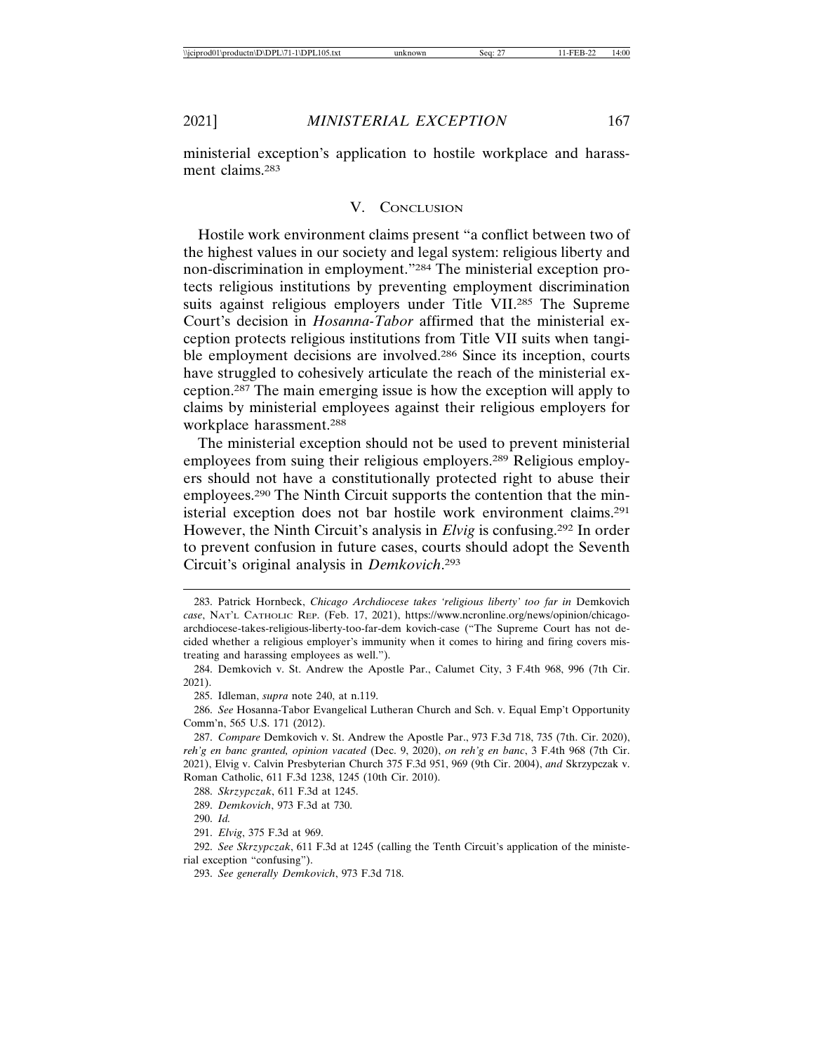ministerial exception's application to hostile workplace and harassment claims.[283]

## V. Conclusion

Hostile work environment claims present "a conflict between two of the highest values in our society and legal system: religious liberty and non-discrimination in employment."[284] The ministerial exception protects religious institutions by preventing employment discrimination suits against religious employers under Title VII.[285] The Supreme Court's decision in *Hosanna-Tabor* affirmed that the ministerial exception protects religious institutions from Title VII suits when tangible employment decisions are involved.[286] Since its inception, courts have struggled to cohesively articulate the reach of the ministerial exception.[287] The main emerging issue is how the exception will apply to claims by ministerial employees against their religious employers for workplace harassment.[288]

The ministerial exception should not be used to prevent ministerial employees from suing their religious employers.[289] Religious employers should not have a constitutionally protected right to abuse their employees.[290] The Ninth Circuit supports the contention that the ministerial exception does not bar hostile work environment claims.[291] However, the Ninth Circuit's analysis in *Elvig* is confusing.[292] In order to prevent confusion in future cases, courts should adopt the Seventh Circuit's original analysis in *Demkovich*.[293]

---

283. Patrick Hornbeck, *Chicago Archdiocese takes 'religious liberty' too far in* Demkovich *case*, Nat'l Catholic Rep. (Feb. 17, 2021), https://www.ncronline.org/news/opinion/chicago-archdiocese-takes-religious-liberty-too-far-dem kovich-case ("The Supreme Court has not decided whether a religious employer's immunity when it comes to hiring and firing covers mistreating and harassing employees as well.").

284. Demkovich v. St. Andrew the Apostle Par., Calumet City, 3 F.4th 968, 996 (7th Cir. 2021).

285. Idleman, *supra* note 240, at n.119.

286. *See* Hosanna-Tabor Evangelical Lutheran Church and Sch. v. Equal Emp't Opportunity Comm'n, 565 U.S. 171 (2012).

287. *Compare* Demkovich v. St. Andrew the Apostle Par., 973 F.3d 718, 735 (7th. Cir. 2020), *reh'g en banc granted, opinion vacated* (Dec. 9, 2020), *on reh'g en banc*, 3 F.4th 968 (7th Cir. 2021), Elvig v. Calvin Presbyterian Church 375 F.3d 951, 969 (9th Cir. 2004), *and* Skrzypczak v. Roman Catholic, 611 F.3d 1238, 1245 (10th Cir. 2010).

288. *Skrzypczak*, 611 F.3d at 1245.

289. *Demkovich*, 973 F.3d at 730.

290. *Id.*

291. *Elvig*, 375 F.3d at 969.

292. *See Skrzypczak*, 611 F.3d at 1245 (calling the Tenth Circuit's application of the ministerial exception "confusing").

293. *See generally Demkovich*, 973 F.3d 718.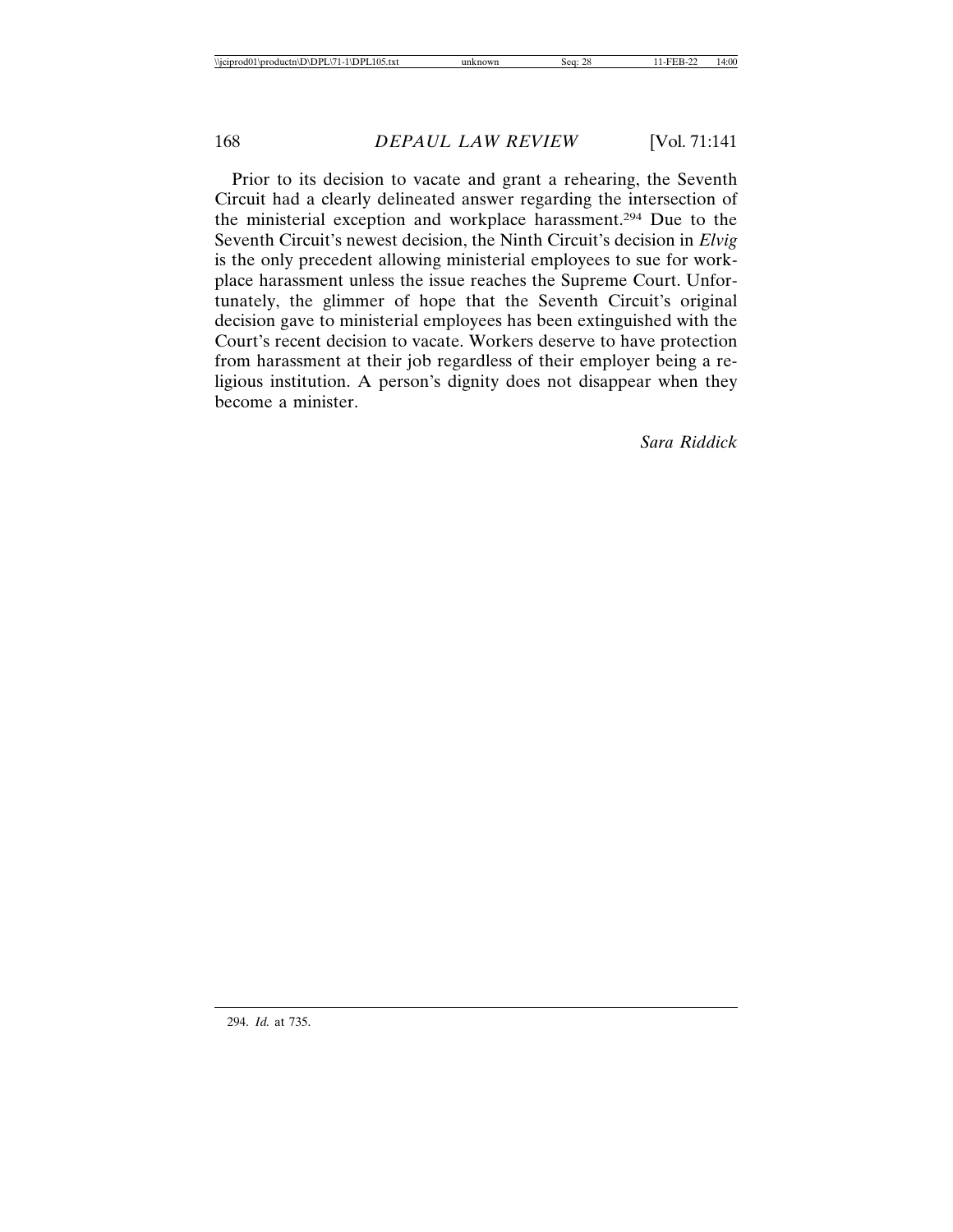Prior to its decision to vacate and grant a rehearing, the Seventh Circuit had a clearly delineated answer regarding the intersection of the ministerial exception and workplace harassment.[294] Due to the Seventh Circuit's newest decision, the Ninth Circuit's decision in *Elvig* is the only precedent allowing ministerial employees to sue for workplace harassment unless the issue reaches the Supreme Court. Unfortunately, the glimmer of hope that the Seventh Circuit's original decision gave to ministerial employees has been extinguished with the Court's recent decision to vacate. Workers deserve to have protection from harassment at their job regardless of their employer being a religious institution. A person's dignity does not disappear when they become a minister.

*Sara Riddick*

294. *Id.* at 735.